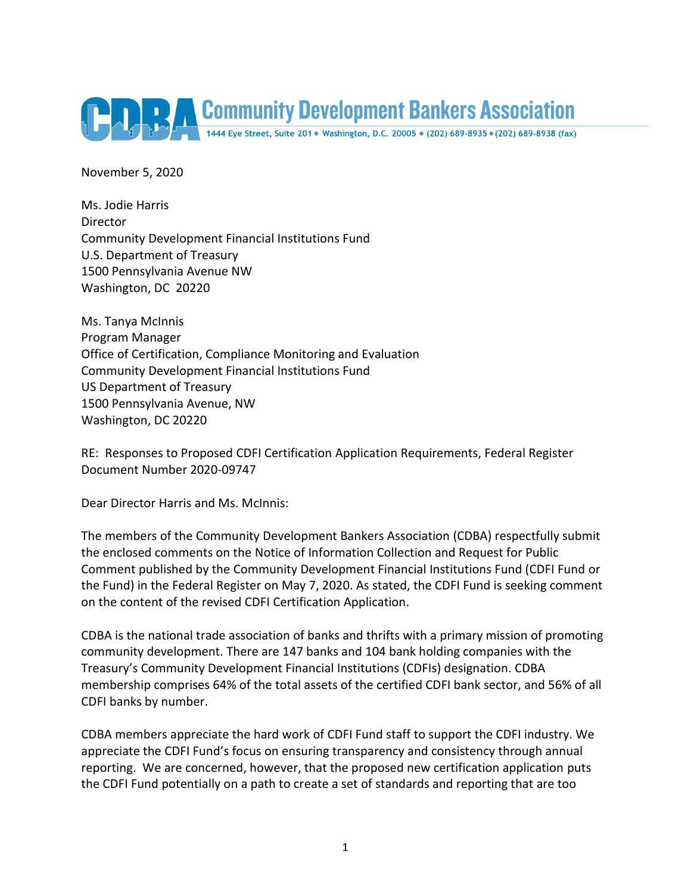# CDBA Community Development Bankers Association

1444 Eye Street, Suite 201 • Washington, D.C. 20005 • (202) 689-8935 • (202) 689-8938 (fax)

November 5, 2020

Ms. Jodie Harris
Director
Community Development Financial Institutions Fund
U.S. Department of Treasury
1500 Pennsylvania Avenue NW
Washington, DC 20220

Ms. Tanya McInnis
Program Manager
Office of Certification, Compliance Monitoring and Evaluation
Community Development Financial Institutions Fund
US Department of Treasury
1500 Pennsylvania Avenue, NW
Washington, DC 20220

RE: Responses to Proposed CDFI Certification Application Requirements, Federal Register Document Number 2020-09747

Dear Director Harris and Ms. McInnis:

The members of the Community Development Bankers Association (CDBA) respectfully submit the enclosed comments on the Notice of Information Collection and Request for Public Comment published by the Community Development Financial Institutions Fund (CDFI Fund or the Fund) in the Federal Register on May 7, 2020. As stated, the CDFI Fund is seeking comment on the content of the revised CDFI Certification Application.

CDBA is the national trade association of banks and thrifts with a primary mission of promoting community development. There are 147 banks and 104 bank holding companies with the Treasury's Community Development Financial Institutions (CDFIs) designation. CDBA membership comprises 64% of the total assets of the certified CDFI bank sector, and 56% of all CDFI banks by number.

CDBA members appreciate the hard work of CDFI Fund staff to support the CDFI industry. We appreciate the CDFI Fund's focus on ensuring transparency and consistency through annual reporting. We are concerned, however, that the proposed new certification application puts the CDFI Fund potentially on a path to create a set of standards and reporting that are too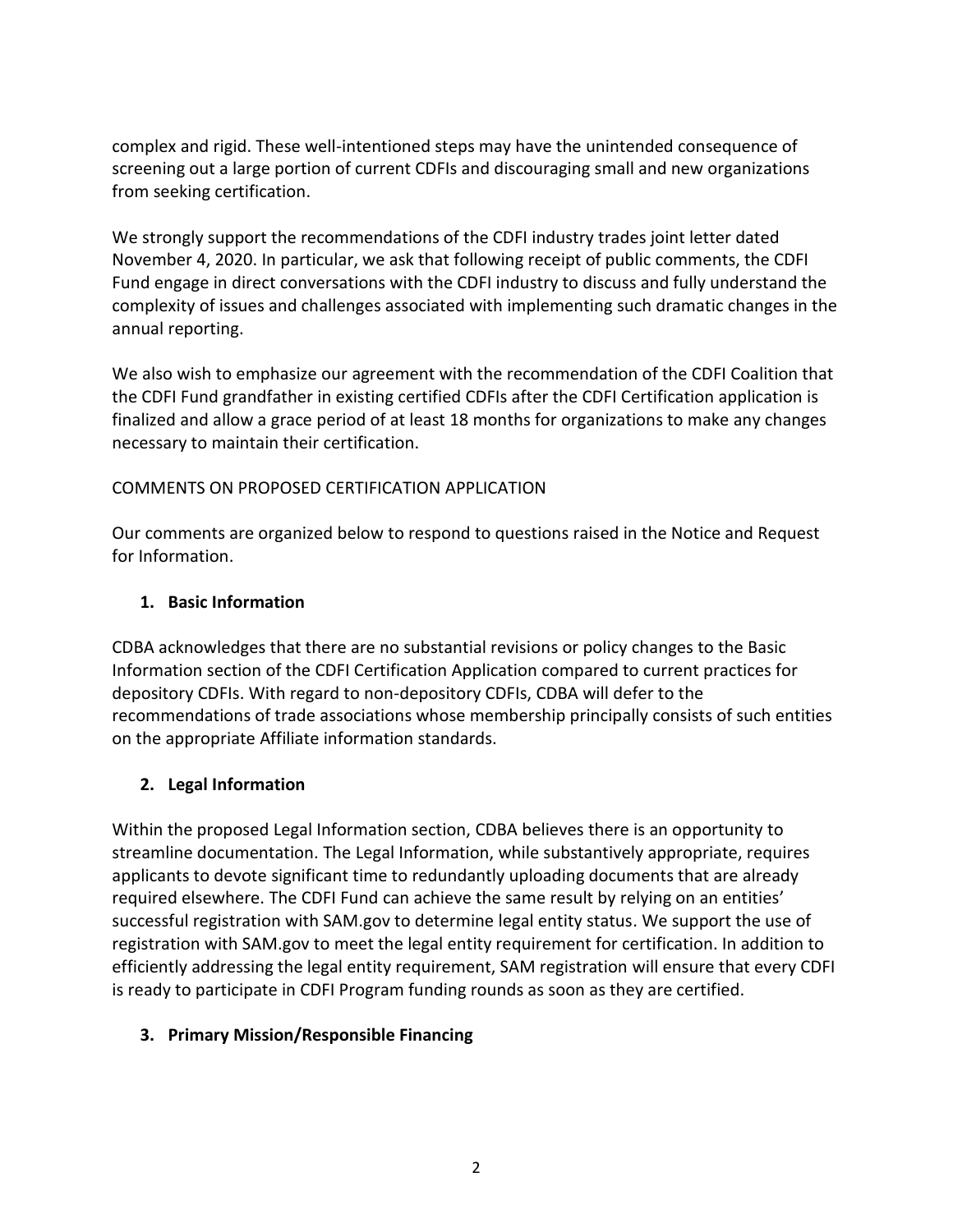complex and rigid. These well-intentioned steps may have the unintended consequence of screening out a large portion of current CDFIs and discouraging small and new organizations from seeking certification.

We strongly support the recommendations of the CDFI industry trades joint letter dated November 4, 2020. In particular, we ask that following receipt of public comments, the CDFI Fund engage in direct conversations with the CDFI industry to discuss and fully understand the complexity of issues and challenges associated with implementing such dramatic changes in the annual reporting.

We also wish to emphasize our agreement with the recommendation of the CDFI Coalition that the CDFI Fund grandfather in existing certified CDFIs after the CDFI Certification application is finalized and allow a grace period of at least 18 months for organizations to make any changes necessary to maintain their certification.

COMMENTS ON PROPOSED CERTIFICATION APPLICATION

Our comments are organized below to respond to questions raised in the Notice and Request for Information.

### 1. Basic Information

CDBA acknowledges that there are no substantial revisions or policy changes to the Basic Information section of the CDFI Certification Application compared to current practices for depository CDFIs. With regard to non-depository CDFIs, CDBA will defer to the recommendations of trade associations whose membership principally consists of such entities on the appropriate Affiliate information standards.

### 2. Legal Information

Within the proposed Legal Information section, CDBA believes there is an opportunity to streamline documentation. The Legal Information, while substantively appropriate, requires applicants to devote significant time to redundantly uploading documents that are already required elsewhere. The CDFI Fund can achieve the same result by relying on an entities' successful registration with SAM.gov to determine legal entity status. We support the use of registration with SAM.gov to meet the legal entity requirement for certification. In addition to efficiently addressing the legal entity requirement, SAM registration will ensure that every CDFI is ready to participate in CDFI Program funding rounds as soon as they are certified.

### 3. Primary Mission/Responsible Financing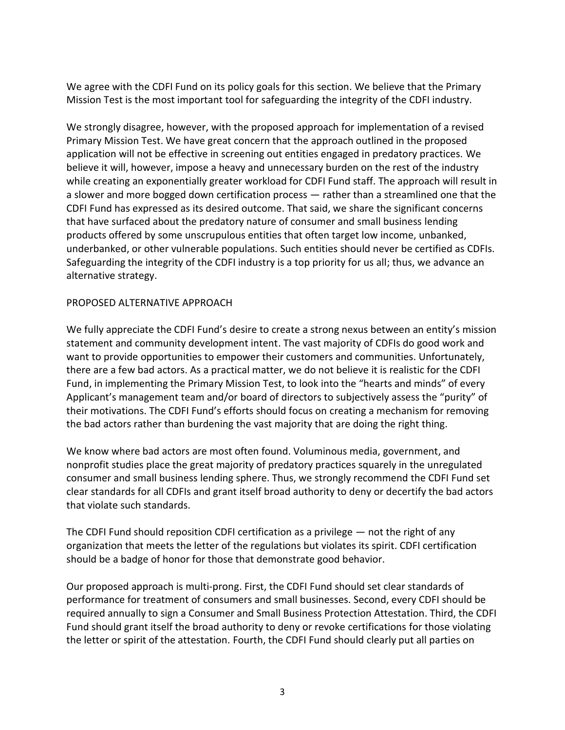We agree with the CDFI Fund on its policy goals for this section. We believe that the Primary Mission Test is the most important tool for safeguarding the integrity of the CDFI industry.

We strongly disagree, however, with the proposed approach for implementation of a revised Primary Mission Test. We have great concern that the approach outlined in the proposed application will not be effective in screening out entities engaged in predatory practices. We believe it will, however, impose a heavy and unnecessary burden on the rest of the industry while creating an exponentially greater workload for CDFI Fund staff. The approach will result in a slower and more bogged down certification process — rather than a streamlined one that the CDFI Fund has expressed as its desired outcome. That said, we share the significant concerns that have surfaced about the predatory nature of consumer and small business lending products offered by some unscrupulous entities that often target low income, unbanked, underbanked, or other vulnerable populations. Such entities should never be certified as CDFIs. Safeguarding the integrity of the CDFI industry is a top priority for us all; thus, we advance an alternative strategy.

PROPOSED ALTERNATIVE APPROACH

We fully appreciate the CDFI Fund's desire to create a strong nexus between an entity's mission statement and community development intent. The vast majority of CDFIs do good work and want to provide opportunities to empower their customers and communities. Unfortunately, there are a few bad actors. As a practical matter, we do not believe it is realistic for the CDFI Fund, in implementing the Primary Mission Test, to look into the "hearts and minds" of every Applicant's management team and/or board of directors to subjectively assess the "purity" of their motivations. The CDFI Fund's efforts should focus on creating a mechanism for removing the bad actors rather than burdening the vast majority that are doing the right thing.

We know where bad actors are most often found. Voluminous media, government, and nonprofit studies place the great majority of predatory practices squarely in the unregulated consumer and small business lending sphere. Thus, we strongly recommend the CDFI Fund set clear standards for all CDFIs and grant itself broad authority to deny or decertify the bad actors that violate such standards.

The CDFI Fund should reposition CDFI certification as a privilege — not the right of any organization that meets the letter of the regulations but violates its spirit. CDFI certification should be a badge of honor for those that demonstrate good behavior.

Our proposed approach is multi-prong. First, the CDFI Fund should set clear standards of performance for treatment of consumers and small businesses. Second, every CDFI should be required annually to sign a Consumer and Small Business Protection Attestation. Third, the CDFI Fund should grant itself the broad authority to deny or revoke certifications for those violating the letter or spirit of the attestation. Fourth, the CDFI Fund should clearly put all parties on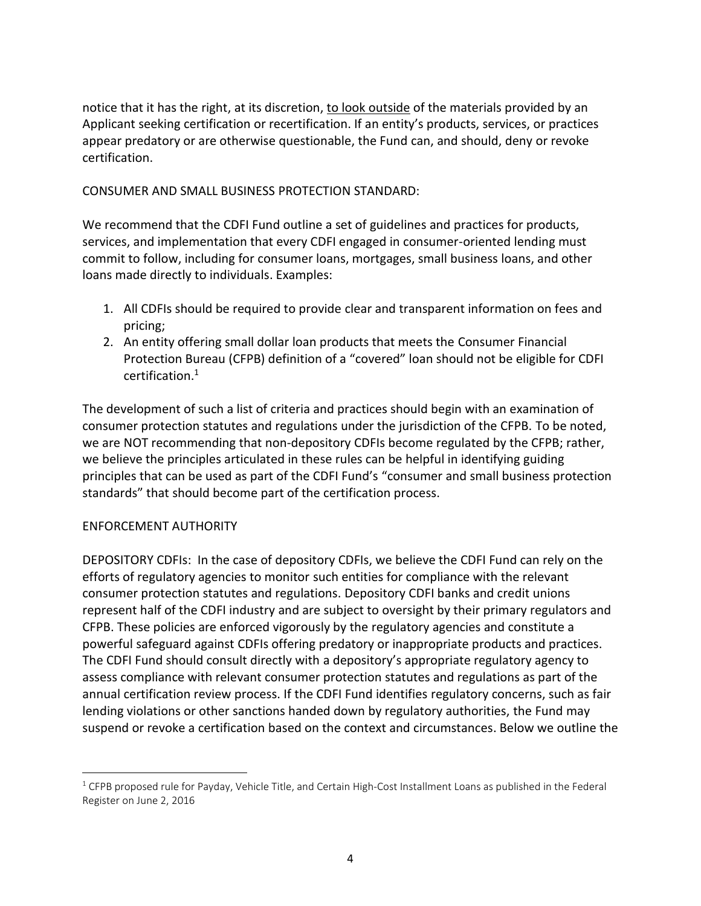notice that it has the right, at its discretion, <u>to look outside</u> of the materials provided by an Applicant seeking certification or recertification. If an entity's products, services, or practices appear predatory or are otherwise questionable, the Fund can, and should, deny or revoke certification.

CONSUMER AND SMALL BUSINESS PROTECTION STANDARD:

We recommend that the CDFI Fund outline a set of guidelines and practices for products, services, and implementation that every CDFI engaged in consumer-oriented lending must commit to follow, including for consumer loans, mortgages, small business loans, and other loans made directly to individuals. Examples:

1. All CDFIs should be required to provide clear and transparent information on fees and pricing;
2. An entity offering small dollar loan products that meets the Consumer Financial Protection Bureau (CFPB) definition of a "covered" loan should not be eligible for CDFI certification.[1]

The development of such a list of criteria and practices should begin with an examination of consumer protection statutes and regulations under the jurisdiction of the CFPB. To be noted, we are NOT recommending that non-depository CDFIs become regulated by the CFPB; rather, we believe the principles articulated in these rules can be helpful in identifying guiding principles that can be used as part of the CDFI Fund's "consumer and small business protection standards" that should become part of the certification process.

ENFORCEMENT AUTHORITY

DEPOSITORY CDFIs: In the case of depository CDFIs, we believe the CDFI Fund can rely on the efforts of regulatory agencies to monitor such entities for compliance with the relevant consumer protection statutes and regulations. Depository CDFI banks and credit unions represent half of the CDFI industry and are subject to oversight by their primary regulators and CFPB. These policies are enforced vigorously by the regulatory agencies and constitute a powerful safeguard against CDFIs offering predatory or inappropriate products and practices. The CDFI Fund should consult directly with a depository's appropriate regulatory agency to assess compliance with relevant consumer protection statutes and regulations as part of the annual certification review process. If the CDFI Fund identifies regulatory concerns, such as fair lending violations or other sanctions handed down by regulatory authorities, the Fund may suspend or revoke a certification based on the context and circumstances. Below we outline the

[1] CFPB proposed rule for Payday, Vehicle Title, and Certain High-Cost Installment Loans as published in the Federal Register on June 2, 2016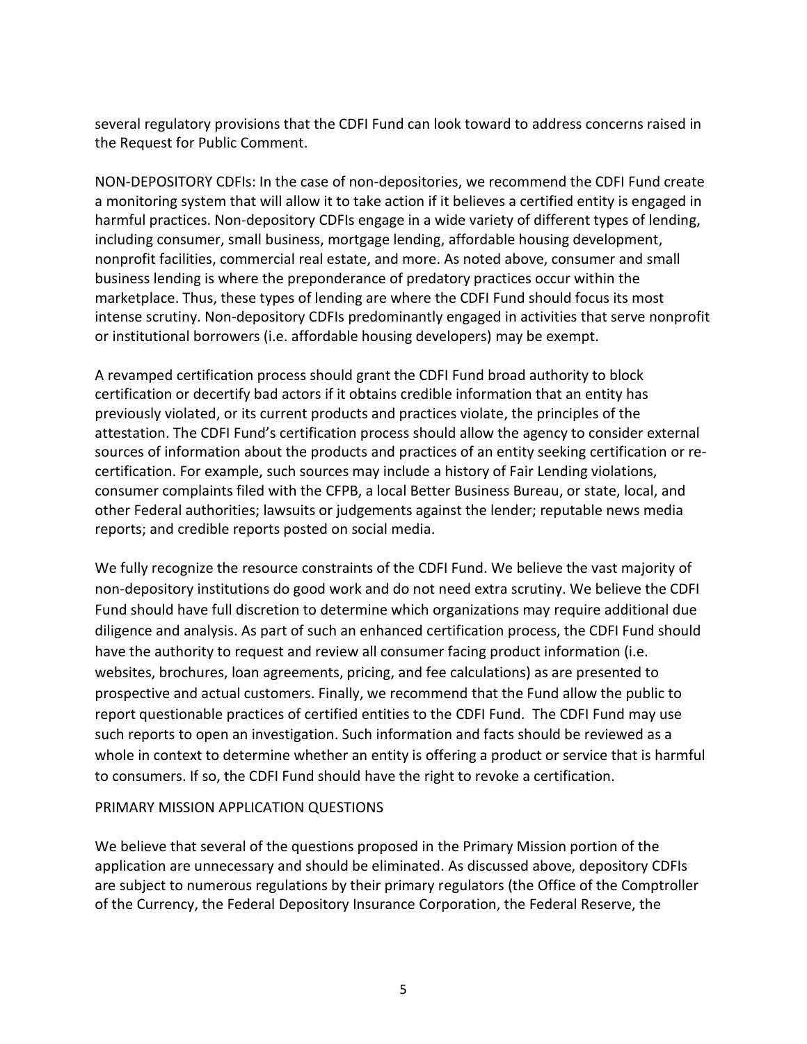several regulatory provisions that the CDFI Fund can look toward to address concerns raised in the Request for Public Comment.

NON-DEPOSITORY CDFIs: In the case of non-depositories, we recommend the CDFI Fund create a monitoring system that will allow it to take action if it believes a certified entity is engaged in harmful practices. Non-depository CDFIs engage in a wide variety of different types of lending, including consumer, small business, mortgage lending, affordable housing development, nonprofit facilities, commercial real estate, and more. As noted above, consumer and small business lending is where the preponderance of predatory practices occur within the marketplace. Thus, these types of lending are where the CDFI Fund should focus its most intense scrutiny. Non-depository CDFIs predominantly engaged in activities that serve nonprofit or institutional borrowers (i.e. affordable housing developers) may be exempt.

A revamped certification process should grant the CDFI Fund broad authority to block certification or decertify bad actors if it obtains credible information that an entity has previously violated, or its current products and practices violate, the principles of the attestation. The CDFI Fund's certification process should allow the agency to consider external sources of information about the products and practices of an entity seeking certification or re-certification. For example, such sources may include a history of Fair Lending violations, consumer complaints filed with the CFPB, a local Better Business Bureau, or state, local, and other Federal authorities; lawsuits or judgements against the lender; reputable news media reports; and credible reports posted on social media.

We fully recognize the resource constraints of the CDFI Fund. We believe the vast majority of non-depository institutions do good work and do not need extra scrutiny. We believe the CDFI Fund should have full discretion to determine which organizations may require additional due diligence and analysis. As part of such an enhanced certification process, the CDFI Fund should have the authority to request and review all consumer facing product information (i.e. websites, brochures, loan agreements, pricing, and fee calculations) as are presented to prospective and actual customers. Finally, we recommend that the Fund allow the public to report questionable practices of certified entities to the CDFI Fund. The CDFI Fund may use such reports to open an investigation. Such information and facts should be reviewed as a whole in context to determine whether an entity is offering a product or service that is harmful to consumers. If so, the CDFI Fund should have the right to revoke a certification.

PRIMARY MISSION APPLICATION QUESTIONS

We believe that several of the questions proposed in the Primary Mission portion of the application are unnecessary and should be eliminated. As discussed above, depository CDFIs are subject to numerous regulations by their primary regulators (the Office of the Comptroller of the Currency, the Federal Depository Insurance Corporation, the Federal Reserve, the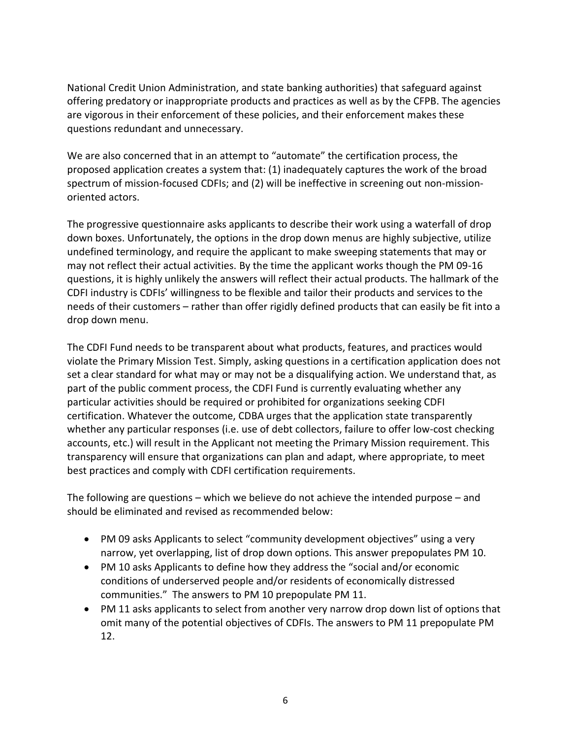National Credit Union Administration, and state banking authorities) that safeguard against offering predatory or inappropriate products and practices as well as by the CFPB. The agencies are vigorous in their enforcement of these policies, and their enforcement makes these questions redundant and unnecessary.

We are also concerned that in an attempt to "automate" the certification process, the proposed application creates a system that: (1) inadequately captures the work of the broad spectrum of mission-focused CDFIs; and (2) will be ineffective in screening out non-mission-oriented actors.

The progressive questionnaire asks applicants to describe their work using a waterfall of drop down boxes. Unfortunately, the options in the drop down menus are highly subjective, utilize undefined terminology, and require the applicant to make sweeping statements that may or may not reflect their actual activities. By the time the applicant works though the PM 09-16 questions, it is highly unlikely the answers will reflect their actual products. The hallmark of the CDFI industry is CDFIs' willingness to be flexible and tailor their products and services to the needs of their customers – rather than offer rigidly defined products that can easily be fit into a drop down menu.

The CDFI Fund needs to be transparent about what products, features, and practices would violate the Primary Mission Test. Simply, asking questions in a certification application does not set a clear standard for what may or may not be a disqualifying action. We understand that, as part of the public comment process, the CDFI Fund is currently evaluating whether any particular activities should be required or prohibited for organizations seeking CDFI certification. Whatever the outcome, CDBA urges that the application state transparently whether any particular responses (i.e. use of debt collectors, failure to offer low-cost checking accounts, etc.) will result in the Applicant not meeting the Primary Mission requirement. This transparency will ensure that organizations can plan and adapt, where appropriate, to meet best practices and comply with CDFI certification requirements.

The following are questions – which we believe do not achieve the intended purpose – and should be eliminated and revised as recommended below:

- PM 09 asks Applicants to select "community development objectives" using a very narrow, yet overlapping, list of drop down options. This answer prepopulates PM 10.
- PM 10 asks Applicants to define how they address the "social and/or economic conditions of underserved people and/or residents of economically distressed communities." The answers to PM 10 prepopulate PM 11.
- PM 11 asks applicants to select from another very narrow drop down list of options that omit many of the potential objectives of CDFIs. The answers to PM 11 prepopulate PM 12.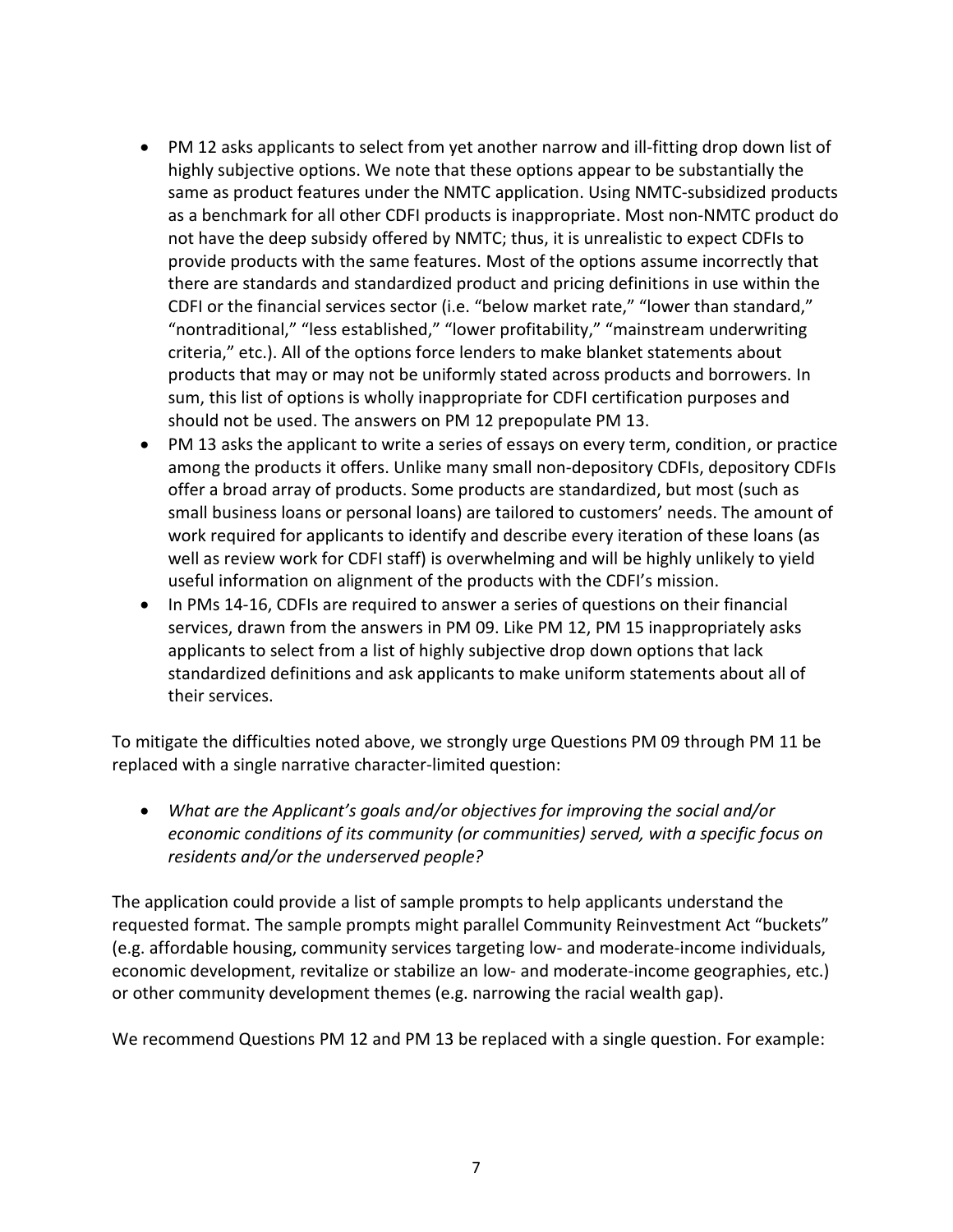- PM 12 asks applicants to select from yet another narrow and ill-fitting drop down list of highly subjective options. We note that these options appear to be substantially the same as product features under the NMTC application. Using NMTC-subsidized products as a benchmark for all other CDFI products is inappropriate. Most non-NMTC product do not have the deep subsidy offered by NMTC; thus, it is unrealistic to expect CDFIs to provide products with the same features. Most of the options assume incorrectly that there are standards and standardized product and pricing definitions in use within the CDFI or the financial services sector (i.e. "below market rate," "lower than standard," "nontraditional," "less established," "lower profitability," "mainstream underwriting criteria," etc.). All of the options force lenders to make blanket statements about products that may or may not be uniformly stated across products and borrowers. In sum, this list of options is wholly inappropriate for CDFI certification purposes and should not be used. The answers on PM 12 prepopulate PM 13.
- PM 13 asks the applicant to write a series of essays on every term, condition, or practice among the products it offers. Unlike many small non-depository CDFIs, depository CDFIs offer a broad array of products. Some products are standardized, but most (such as small business loans or personal loans) are tailored to customers' needs. The amount of work required for applicants to identify and describe every iteration of these loans (as well as review work for CDFI staff) is overwhelming and will be highly unlikely to yield useful information on alignment of the products with the CDFI's mission.
- In PMs 14-16, CDFIs are required to answer a series of questions on their financial services, drawn from the answers in PM 09. Like PM 12, PM 15 inappropriately asks applicants to select from a list of highly subjective drop down options that lack standardized definitions and ask applicants to make uniform statements about all of their services.

To mitigate the difficulties noted above, we strongly urge Questions PM 09 through PM 11 be replaced with a single narrative character-limited question:

- *What are the Applicant's goals and/or objectives for improving the social and/or economic conditions of its community (or communities) served, with a specific focus on residents and/or the underserved people?*

The application could provide a list of sample prompts to help applicants understand the requested format. The sample prompts might parallel Community Reinvestment Act "buckets" (e.g. affordable housing, community services targeting low- and moderate-income individuals, economic development, revitalize or stabilize an low- and moderate-income geographies, etc.) or other community development themes (e.g. narrowing the racial wealth gap).

We recommend Questions PM 12 and PM 13 be replaced with a single question. For example: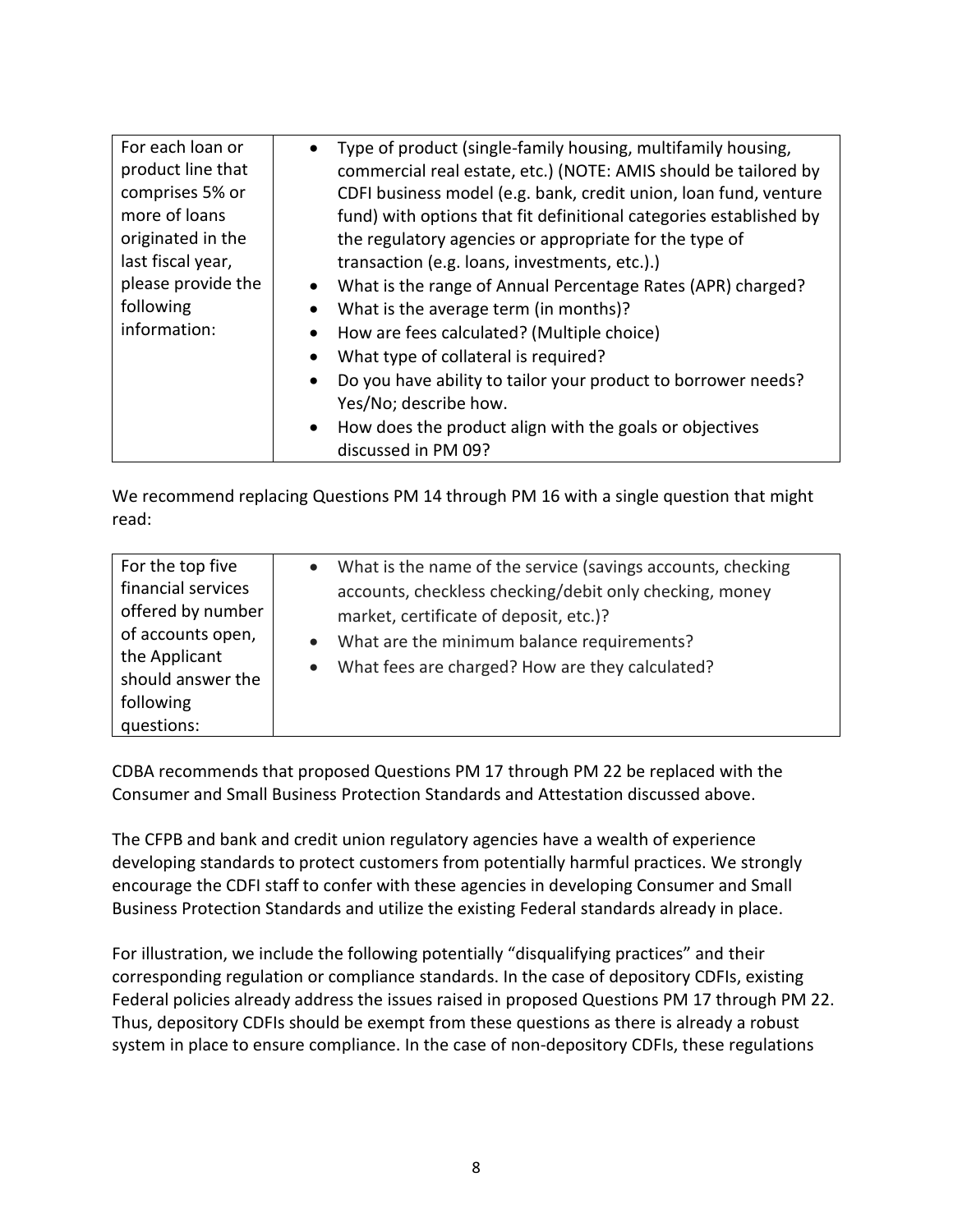| For each loan or product line that comprises 5% or more of loans originated in the last fiscal year, please provide the following information: | • Type of product (single-family housing, multifamily housing, commercial real estate, etc.) (NOTE: AMIS should be tailored by CDFI business model (e.g. bank, credit union, loan fund, venture fund) with options that fit definitional categories established by the regulatory agencies or appropriate for the type of transaction (e.g. loans, investments, etc.).)<br>• What is the range of Annual Percentage Rates (APR) charged?<br>• What is the average term (in months)?<br>• How are fees calculated? (Multiple choice)<br>• What type of collateral is required?<br>• Do you have ability to tailor your product to borrower needs? Yes/No; describe how.<br>• How does the product align with the goals or objectives discussed in PM 09? |
|---|---|

We recommend replacing Questions PM 14 through PM 16 with a single question that might read:

| For the top five financial services offered by number of accounts open, the Applicant should answer the following questions: | • What is the name of the service (savings accounts, checking accounts, checkless checking/debit only checking, money market, certificate of deposit, etc.)?<br>• What are the minimum balance requirements?<br>• What fees are charged? How are they calculated? |
|---|---|

CDBA recommends that proposed Questions PM 17 through PM 22 be replaced with the Consumer and Small Business Protection Standards and Attestation discussed above.

The CFPB and bank and credit union regulatory agencies have a wealth of experience developing standards to protect customers from potentially harmful practices. We strongly encourage the CDFI staff to confer with these agencies in developing Consumer and Small Business Protection Standards and utilize the existing Federal standards already in place.

For illustration, we include the following potentially "disqualifying practices" and their corresponding regulation or compliance standards. In the case of depository CDFIs, existing Federal policies already address the issues raised in proposed Questions PM 17 through PM 22. Thus, depository CDFIs should be exempt from these questions as there is already a robust system in place to ensure compliance. In the case of non-depository CDFIs, these regulations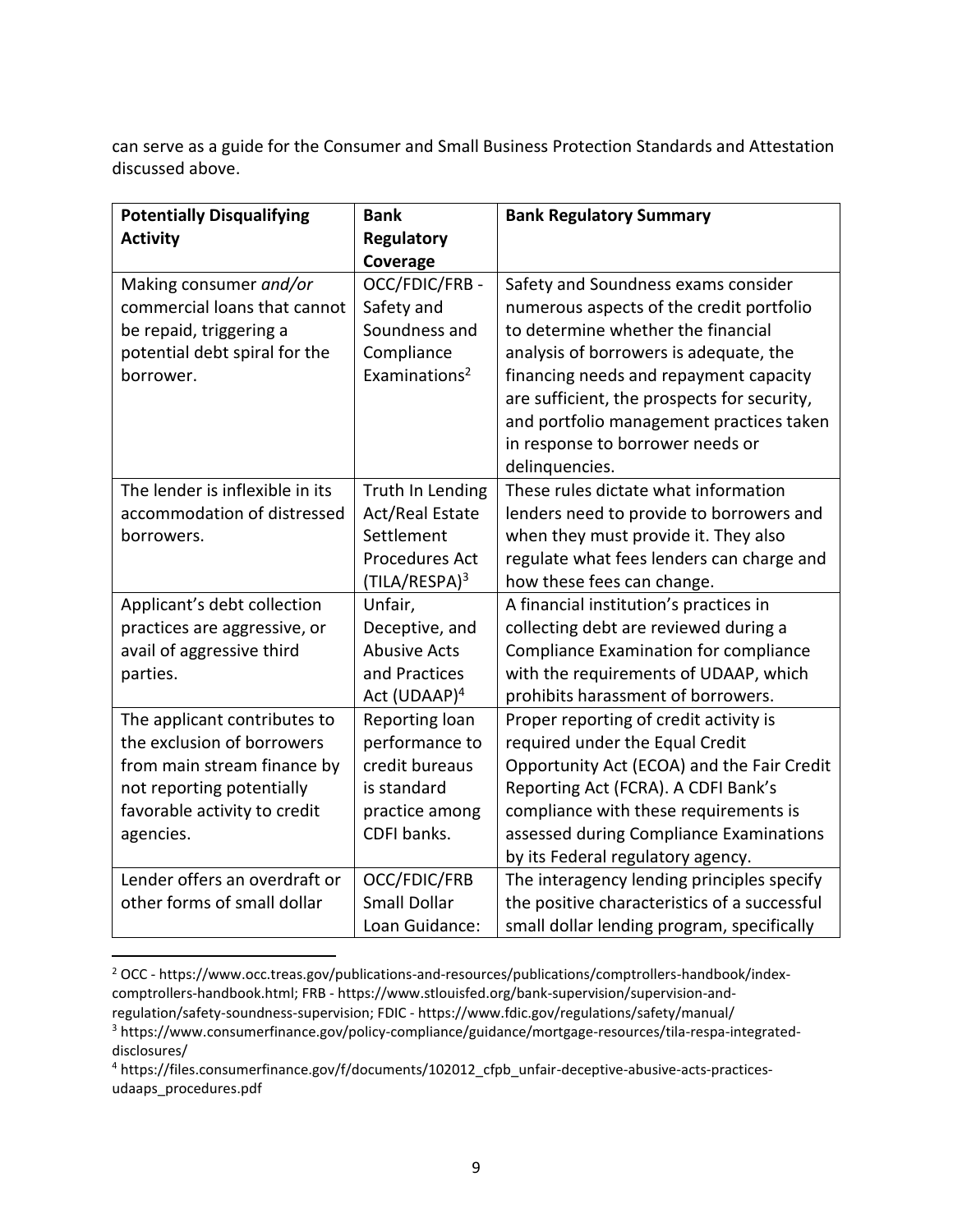can serve as a guide for the Consumer and Small Business Protection Standards and Attestation discussed above.

| **Potentially Disqualifying Activity** | **Bank Regulatory Coverage** | **Bank Regulatory Summary** |
|---|---|---|
| Making consumer *and/or* commercial loans that cannot be repaid, triggering a potential debt spiral for the borrower. | OCC/FDIC/FRB - Safety and Soundness and Compliance Examinations[2] | Safety and Soundness exams consider numerous aspects of the credit portfolio to determine whether the financial analysis of borrowers is adequate, the financing needs and repayment capacity are sufficient, the prospects for security, and portfolio management practices taken in response to borrower needs or delinquencies. |
| The lender is inflexible in its accommodation of distressed borrowers. | Truth In Lending Act/Real Estate Settlement Procedures Act (TILA/RESPA)[3] | These rules dictate what information lenders need to provide to borrowers and when they must provide it. They also regulate what fees lenders can charge and how these fees can change. |
| Applicant's debt collection practices are aggressive, or avail of aggressive third parties. | Unfair, Deceptive, and Abusive Acts and Practices Act (UDAAP)[4] | A financial institution's practices in collecting debt are reviewed during a Compliance Examination for compliance with the requirements of UDAAP, which prohibits harassment of borrowers. |
| The applicant contributes to the exclusion of borrowers from main stream finance by not reporting potentially favorable activity to credit agencies. | Reporting loan performance to credit bureaus is standard practice among CDFI banks. | Proper reporting of credit activity is required under the Equal Credit Opportunity Act (ECOA) and the Fair Credit Reporting Act (FCRA). A CDFI Bank's compliance with these requirements is assessed during Compliance Examinations by its Federal regulatory agency. |
| Lender offers an overdraft or other forms of small dollar | OCC/FDIC/FRB Small Dollar Loan Guidance: | The interagency lending principles specify the positive characteristics of a successful small dollar lending program, specifically |

[2] OCC - https://www.occ.treas.gov/publications-and-resources/publications/comptrollers-handbook/index-comptrollers-handbook.html; FRB - https://www.stlouisfed.org/bank-supervision/supervision-and-regulation/safety-soundness-supervision; FDIC - https://www.fdic.gov/regulations/safety/manual/

[3] https://www.consumerfinance.gov/policy-compliance/guidance/mortgage-resources/tila-respa-integrated-disclosures/

[4] https://files.consumerfinance.gov/f/documents/102012_cfpb_unfair-deceptive-abusive-acts-practices-udaaps_procedures.pdf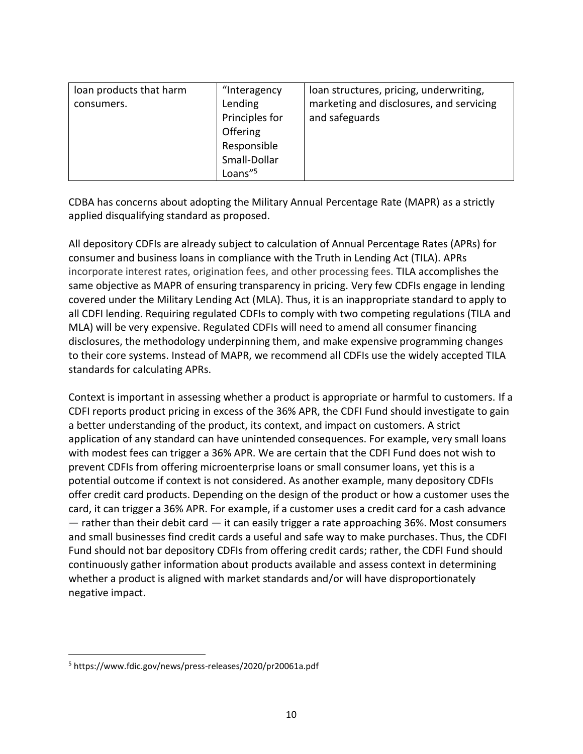| loan products that harm consumers. | "Interagency Lending Principles for Offering Responsible Small-Dollar Loans"[5] | loan structures, pricing, underwriting, marketing and disclosures, and servicing and safeguards |
|---|---|---|

CDBA has concerns about adopting the Military Annual Percentage Rate (MAPR) as a strictly applied disqualifying standard as proposed.

All depository CDFIs are already subject to calculation of Annual Percentage Rates (APRs) for consumer and business loans in compliance with the Truth in Lending Act (TILA). APRs incorporate interest rates, origination fees, and other processing fees. TILA accomplishes the same objective as MAPR of ensuring transparency in pricing. Very few CDFIs engage in lending covered under the Military Lending Act (MLA). Thus, it is an inappropriate standard to apply to all CDFI lending. Requiring regulated CDFIs to comply with two competing regulations (TILA and MLA) will be very expensive. Regulated CDFIs will need to amend all consumer financing disclosures, the methodology underpinning them, and make expensive programming changes to their core systems. Instead of MAPR, we recommend all CDFIs use the widely accepted TILA standards for calculating APRs.

Context is important in assessing whether a product is appropriate or harmful to customers. If a CDFI reports product pricing in excess of the 36% APR, the CDFI Fund should investigate to gain a better understanding of the product, its context, and impact on customers. A strict application of any standard can have unintended consequences. For example, very small loans with modest fees can trigger a 36% APR. We are certain that the CDFI Fund does not wish to prevent CDFIs from offering microenterprise loans or small consumer loans, yet this is a potential outcome if context is not considered. As another example, many depository CDFIs offer credit card products. Depending on the design of the product or how a customer uses the card, it can trigger a 36% APR. For example, if a customer uses a credit card for a cash advance — rather than their debit card — it can easily trigger a rate approaching 36%. Most consumers and small businesses find credit cards a useful and safe way to make purchases. Thus, the CDFI Fund should not bar depository CDFIs from offering credit cards; rather, the CDFI Fund should continuously gather information about products available and assess context in determining whether a product is aligned with market standards and/or will have disproportionately negative impact.

[5] https://www.fdic.gov/news/press-releases/2020/pr20061a.pdf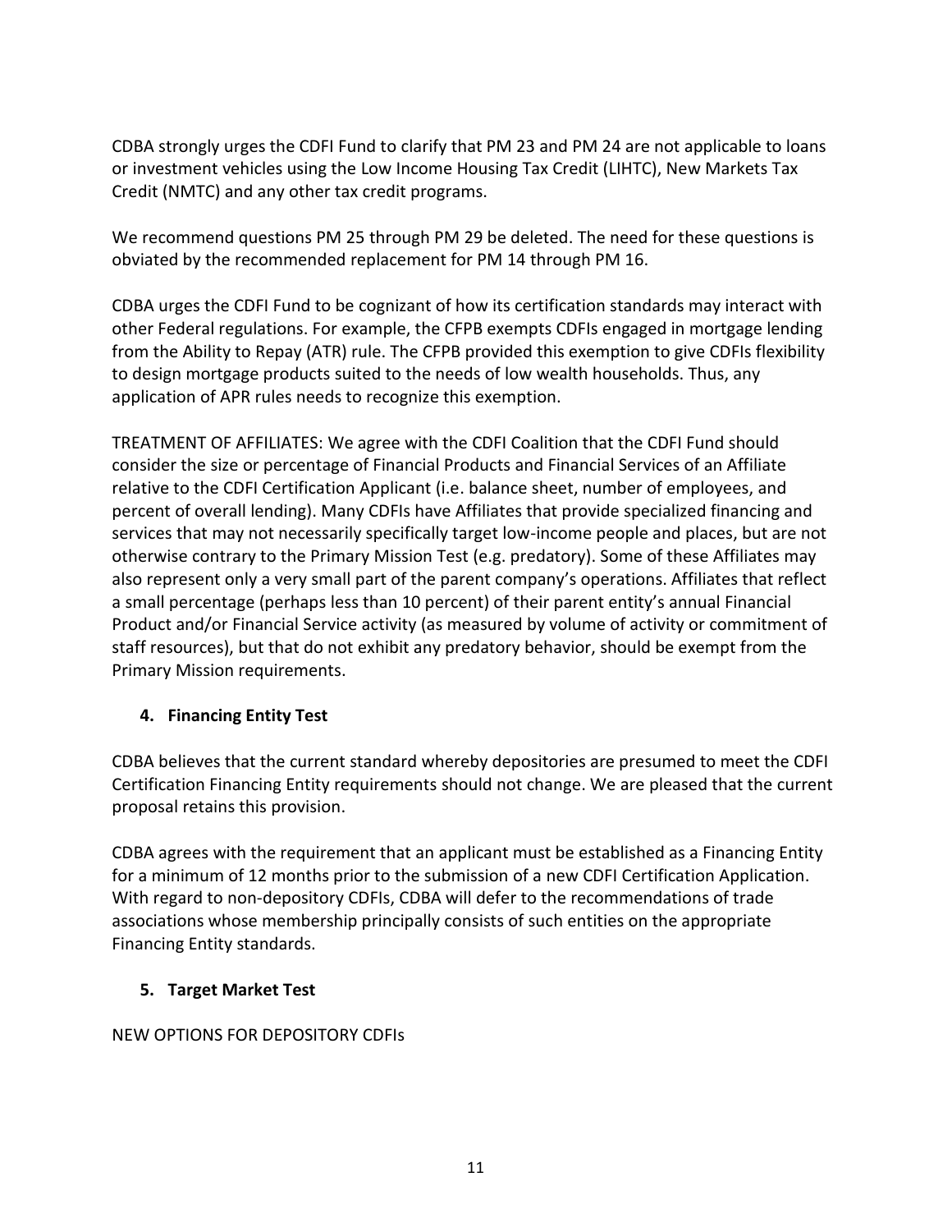CDBA strongly urges the CDFI Fund to clarify that PM 23 and PM 24 are not applicable to loans or investment vehicles using the Low Income Housing Tax Credit (LIHTC), New Markets Tax Credit (NMTC) and any other tax credit programs.

We recommend questions PM 25 through PM 29 be deleted. The need for these questions is obviated by the recommended replacement for PM 14 through PM 16.

CDBA urges the CDFI Fund to be cognizant of how its certification standards may interact with other Federal regulations. For example, the CFPB exempts CDFIs engaged in mortgage lending from the Ability to Repay (ATR) rule. The CFPB provided this exemption to give CDFIs flexibility to design mortgage products suited to the needs of low wealth households. Thus, any application of APR rules needs to recognize this exemption.

TREATMENT OF AFFILIATES: We agree with the CDFI Coalition that the CDFI Fund should consider the size or percentage of Financial Products and Financial Services of an Affiliate relative to the CDFI Certification Applicant (i.e. balance sheet, number of employees, and percent of overall lending). Many CDFIs have Affiliates that provide specialized financing and services that may not necessarily specifically target low-income people and places, but are not otherwise contrary to the Primary Mission Test (e.g. predatory). Some of these Affiliates may also represent only a very small part of the parent company's operations. Affiliates that reflect a small percentage (perhaps less than 10 percent) of their parent entity's annual Financial Product and/or Financial Service activity (as measured by volume of activity or commitment of staff resources), but that do not exhibit any predatory behavior, should be exempt from the Primary Mission requirements.

### 4. Financing Entity Test

CDBA believes that the current standard whereby depositories are presumed to meet the CDFI Certification Financing Entity requirements should not change. We are pleased that the current proposal retains this provision.

CDBA agrees with the requirement that an applicant must be established as a Financing Entity for a minimum of 12 months prior to the submission of a new CDFI Certification Application. With regard to non-depository CDFIs, CDBA will defer to the recommendations of trade associations whose membership principally consists of such entities on the appropriate Financing Entity standards.

### 5. Target Market Test

NEW OPTIONS FOR DEPOSITORY CDFIs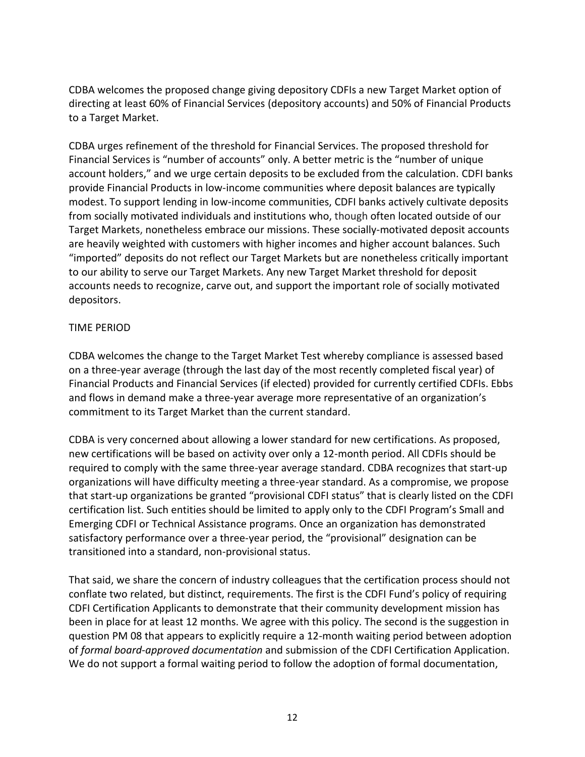CDBA welcomes the proposed change giving depository CDFIs a new Target Market option of directing at least 60% of Financial Services (depository accounts) and 50% of Financial Products to a Target Market.

CDBA urges refinement of the threshold for Financial Services. The proposed threshold for Financial Services is "number of accounts" only. A better metric is the "number of unique account holders," and we urge certain deposits to be excluded from the calculation. CDFI banks provide Financial Products in low-income communities where deposit balances are typically modest. To support lending in low-income communities, CDFI banks actively cultivate deposits from socially motivated individuals and institutions who, though often located outside of our Target Markets, nonetheless embrace our missions. These socially-motivated deposit accounts are heavily weighted with customers with higher incomes and higher account balances. Such "imported" deposits do not reflect our Target Markets but are nonetheless critically important to our ability to serve our Target Markets. Any new Target Market threshold for deposit accounts needs to recognize, carve out, and support the important role of socially motivated depositors.

TIME PERIOD

CDBA welcomes the change to the Target Market Test whereby compliance is assessed based on a three-year average (through the last day of the most recently completed fiscal year) of Financial Products and Financial Services (if elected) provided for currently certified CDFIs. Ebbs and flows in demand make a three-year average more representative of an organization's commitment to its Target Market than the current standard.

CDBA is very concerned about allowing a lower standard for new certifications. As proposed, new certifications will be based on activity over only a 12-month period. All CDFIs should be required to comply with the same three-year average standard. CDBA recognizes that start-up organizations will have difficulty meeting a three-year standard. As a compromise, we propose that start-up organizations be granted "provisional CDFI status" that is clearly listed on the CDFI certification list. Such entities should be limited to apply only to the CDFI Program's Small and Emerging CDFI or Technical Assistance programs. Once an organization has demonstrated satisfactory performance over a three-year period, the "provisional" designation can be transitioned into a standard, non-provisional status.

That said, we share the concern of industry colleagues that the certification process should not conflate two related, but distinct, requirements. The first is the CDFI Fund's policy of requiring CDFI Certification Applicants to demonstrate that their community development mission has been in place for at least 12 months. We agree with this policy. The second is the suggestion in question PM 08 that appears to explicitly require a 12-month waiting period between adoption of *formal board-approved documentation* and submission of the CDFI Certification Application. We do not support a formal waiting period to follow the adoption of formal documentation,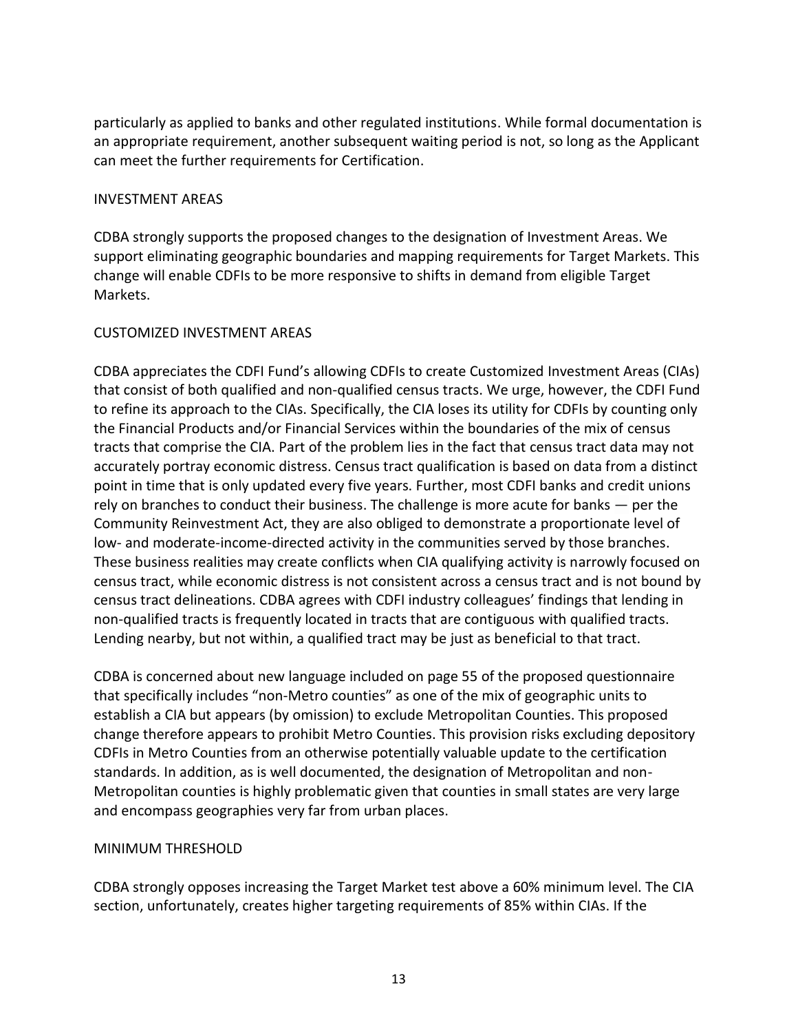particularly as applied to banks and other regulated institutions. While formal documentation is an appropriate requirement, another subsequent waiting period is not, so long as the Applicant can meet the further requirements for Certification.

## INVESTMENT AREAS

CDBA strongly supports the proposed changes to the designation of Investment Areas. We support eliminating geographic boundaries and mapping requirements for Target Markets. This change will enable CDFIs to be more responsive to shifts in demand from eligible Target Markets.

## CUSTOMIZED INVESTMENT AREAS

CDBA appreciates the CDFI Fund's allowing CDFIs to create Customized Investment Areas (CIAs) that consist of both qualified and non-qualified census tracts. We urge, however, the CDFI Fund to refine its approach to the CIAs. Specifically, the CIA loses its utility for CDFIs by counting only the Financial Products and/or Financial Services within the boundaries of the mix of census tracts that comprise the CIA. Part of the problem lies in the fact that census tract data may not accurately portray economic distress. Census tract qualification is based on data from a distinct point in time that is only updated every five years. Further, most CDFI banks and credit unions rely on branches to conduct their business. The challenge is more acute for banks — per the Community Reinvestment Act, they are also obliged to demonstrate a proportionate level of low- and moderate-income-directed activity in the communities served by those branches. These business realities may create conflicts when CIA qualifying activity is narrowly focused on census tract, while economic distress is not consistent across a census tract and is not bound by census tract delineations. CDBA agrees with CDFI industry colleagues' findings that lending in non-qualified tracts is frequently located in tracts that are contiguous with qualified tracts. Lending nearby, but not within, a qualified tract may be just as beneficial to that tract.

CDBA is concerned about new language included on page 55 of the proposed questionnaire that specifically includes "non-Metro counties" as one of the mix of geographic units to establish a CIA but appears (by omission) to exclude Metropolitan Counties. This proposed change therefore appears to prohibit Metro Counties. This provision risks excluding depository CDFIs in Metro Counties from an otherwise potentially valuable update to the certification standards. In addition, as is well documented, the designation of Metropolitan and non-Metropolitan counties is highly problematic given that counties in small states are very large and encompass geographies very far from urban places.

## MINIMUM THRESHOLD

CDBA strongly opposes increasing the Target Market test above a 60% minimum level. The CIA section, unfortunately, creates higher targeting requirements of 85% within CIAs. If the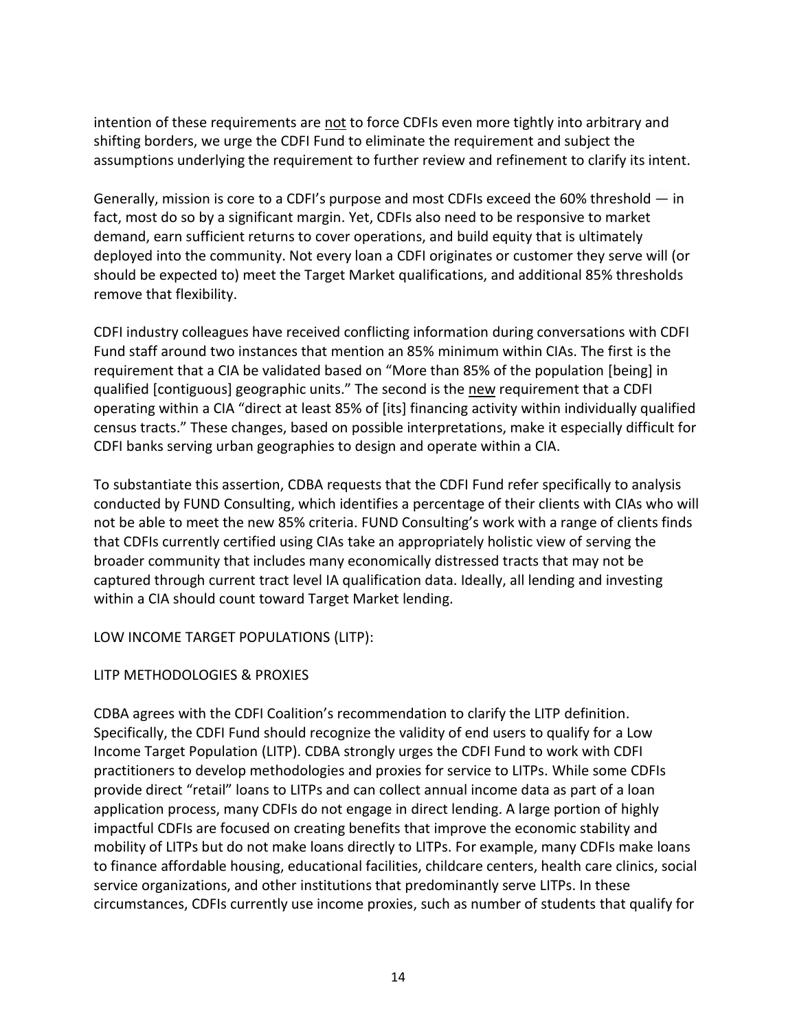intention of these requirements are <u>not</u> to force CDFIs even more tightly into arbitrary and shifting borders, we urge the CDFI Fund to eliminate the requirement and subject the assumptions underlying the requirement to further review and refinement to clarify its intent.

Generally, mission is core to a CDFI's purpose and most CDFIs exceed the 60% threshold — in fact, most do so by a significant margin. Yet, CDFIs also need to be responsive to market demand, earn sufficient returns to cover operations, and build equity that is ultimately deployed into the community. Not every loan a CDFI originates or customer they serve will (or should be expected to) meet the Target Market qualifications, and additional 85% thresholds remove that flexibility.

CDFI industry colleagues have received conflicting information during conversations with CDFI Fund staff around two instances that mention an 85% minimum within CIAs. The first is the requirement that a CIA be validated based on "More than 85% of the population [being] in qualified [contiguous] geographic units." The second is the <u>new</u> requirement that a CDFI operating within a CIA "direct at least 85% of [its] financing activity within individually qualified census tracts." These changes, based on possible interpretations, make it especially difficult for CDFI banks serving urban geographies to design and operate within a CIA.

To substantiate this assertion, CDBA requests that the CDFI Fund refer specifically to analysis conducted by FUND Consulting, which identifies a percentage of their clients with CIAs who will not be able to meet the new 85% criteria. FUND Consulting's work with a range of clients finds that CDFIs currently certified using CIAs take an appropriately holistic view of serving the broader community that includes many economically distressed tracts that may not be captured through current tract level IA qualification data. Ideally, all lending and investing within a CIA should count toward Target Market lending.

LOW INCOME TARGET POPULATIONS (LITP):

LITP METHODOLOGIES & PROXIES

CDBA agrees with the CDFI Coalition's recommendation to clarify the LITP definition. Specifically, the CDFI Fund should recognize the validity of end users to qualify for a Low Income Target Population (LITP). CDBA strongly urges the CDFI Fund to work with CDFI practitioners to develop methodologies and proxies for service to LITPs. While some CDFIs provide direct "retail" loans to LITPs and can collect annual income data as part of a loan application process, many CDFIs do not engage in direct lending. A large portion of highly impactful CDFIs are focused on creating benefits that improve the economic stability and mobility of LITPs but do not make loans directly to LITPs. For example, many CDFIs make loans to finance affordable housing, educational facilities, childcare centers, health care clinics, social service organizations, and other institutions that predominantly serve LITPs. In these circumstances, CDFIs currently use income proxies, such as number of students that qualify for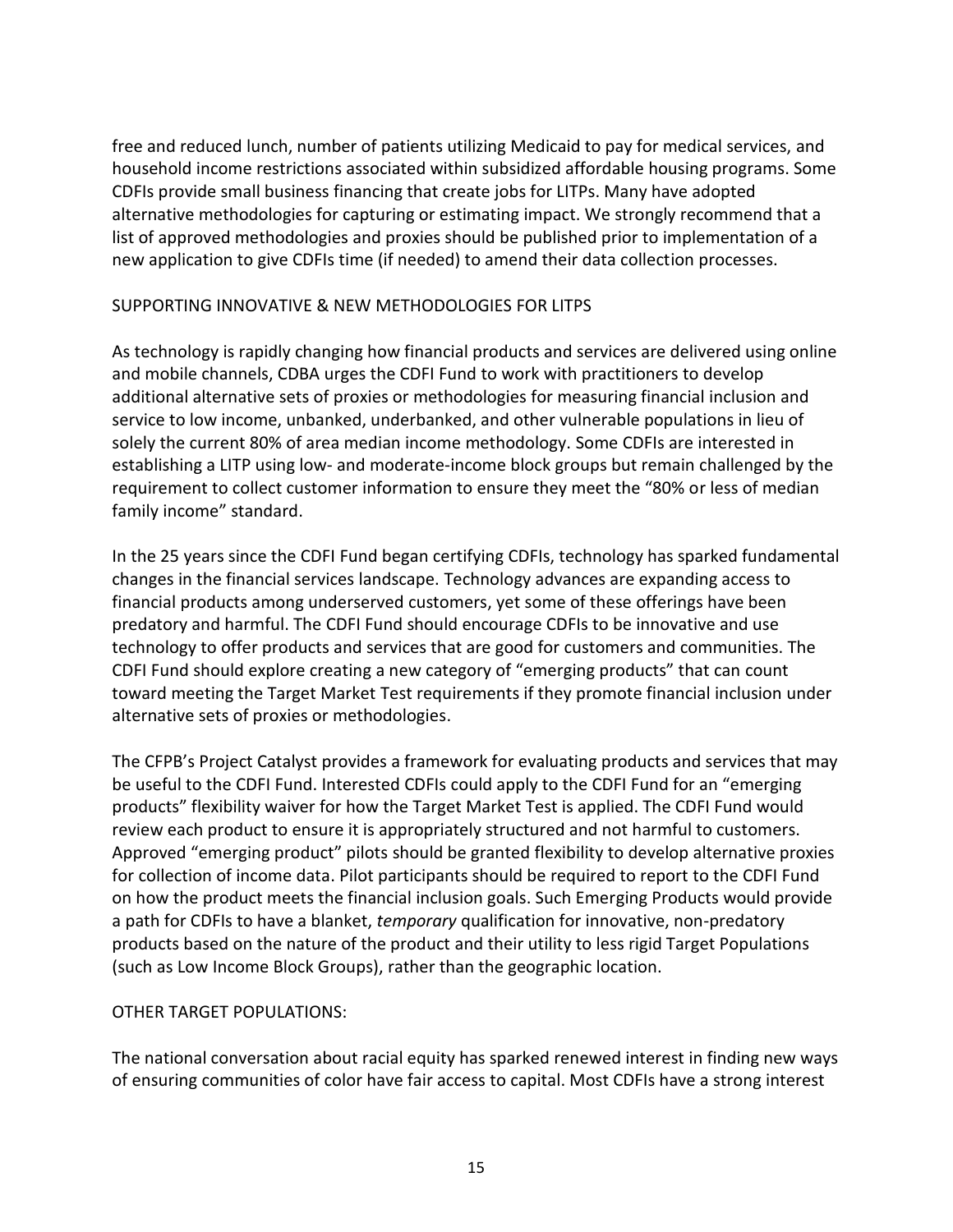free and reduced lunch, number of patients utilizing Medicaid to pay for medical services, and household income restrictions associated within subsidized affordable housing programs. Some CDFIs provide small business financing that create jobs for LITPs. Many have adopted alternative methodologies for capturing or estimating impact. We strongly recommend that a list of approved methodologies and proxies should be published prior to implementation of a new application to give CDFIs time (if needed) to amend their data collection processes.

SUPPORTING INNOVATIVE & NEW METHODOLOGIES FOR LITPS

As technology is rapidly changing how financial products and services are delivered using online and mobile channels, CDBA urges the CDFI Fund to work with practitioners to develop additional alternative sets of proxies or methodologies for measuring financial inclusion and service to low income, unbanked, underbanked, and other vulnerable populations in lieu of solely the current 80% of area median income methodology. Some CDFIs are interested in establishing a LITP using low- and moderate-income block groups but remain challenged by the requirement to collect customer information to ensure they meet the "80% or less of median family income" standard.

In the 25 years since the CDFI Fund began certifying CDFIs, technology has sparked fundamental changes in the financial services landscape. Technology advances are expanding access to financial products among underserved customers, yet some of these offerings have been predatory and harmful. The CDFI Fund should encourage CDFIs to be innovative and use technology to offer products and services that are good for customers and communities. The CDFI Fund should explore creating a new category of "emerging products" that can count toward meeting the Target Market Test requirements if they promote financial inclusion under alternative sets of proxies or methodologies.

The CFPB's Project Catalyst provides a framework for evaluating products and services that may be useful to the CDFI Fund. Interested CDFIs could apply to the CDFI Fund for an "emerging products" flexibility waiver for how the Target Market Test is applied. The CDFI Fund would review each product to ensure it is appropriately structured and not harmful to customers. Approved "emerging product" pilots should be granted flexibility to develop alternative proxies for collection of income data. Pilot participants should be required to report to the CDFI Fund on how the product meets the financial inclusion goals. Such Emerging Products would provide a path for CDFIs to have a blanket, *temporary* qualification for innovative, non-predatory products based on the nature of the product and their utility to less rigid Target Populations (such as Low Income Block Groups), rather than the geographic location.

OTHER TARGET POPULATIONS:

The national conversation about racial equity has sparked renewed interest in finding new ways of ensuring communities of color have fair access to capital. Most CDFIs have a strong interest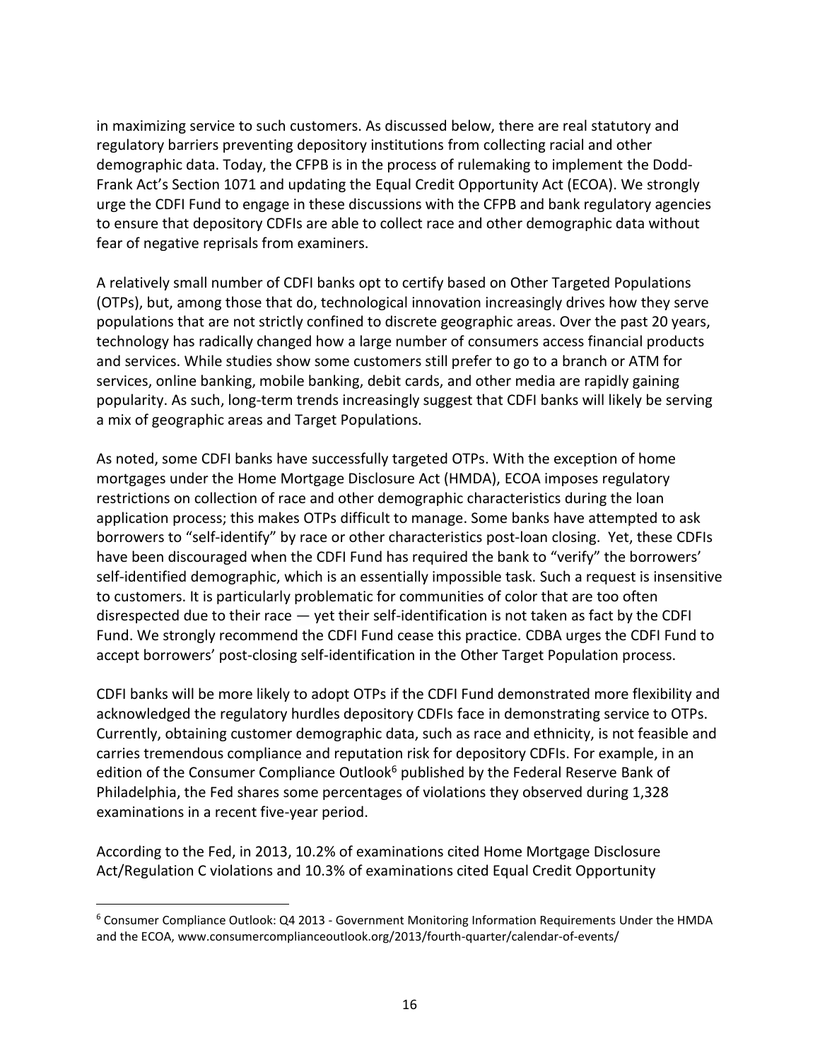in maximizing service to such customers. As discussed below, there are real statutory and regulatory barriers preventing depository institutions from collecting racial and other demographic data. Today, the CFPB is in the process of rulemaking to implement the Dodd-Frank Act's Section 1071 and updating the Equal Credit Opportunity Act (ECOA). We strongly urge the CDFI Fund to engage in these discussions with the CFPB and bank regulatory agencies to ensure that depository CDFIs are able to collect race and other demographic data without fear of negative reprisals from examiners.

A relatively small number of CDFI banks opt to certify based on Other Targeted Populations (OTPs), but, among those that do, technological innovation increasingly drives how they serve populations that are not strictly confined to discrete geographic areas. Over the past 20 years, technology has radically changed how a large number of consumers access financial products and services. While studies show some customers still prefer to go to a branch or ATM for services, online banking, mobile banking, debit cards, and other media are rapidly gaining popularity. As such, long-term trends increasingly suggest that CDFI banks will likely be serving a mix of geographic areas and Target Populations.

As noted, some CDFI banks have successfully targeted OTPs. With the exception of home mortgages under the Home Mortgage Disclosure Act (HMDA), ECOA imposes regulatory restrictions on collection of race and other demographic characteristics during the loan application process; this makes OTPs difficult to manage. Some banks have attempted to ask borrowers to "self-identify" by race or other characteristics post-loan closing. Yet, these CDFIs have been discouraged when the CDFI Fund has required the bank to "verify" the borrowers' self-identified demographic, which is an essentially impossible task. Such a request is insensitive to customers. It is particularly problematic for communities of color that are too often disrespected due to their race — yet their self-identification is not taken as fact by the CDFI Fund. We strongly recommend the CDFI Fund cease this practice. CDBA urges the CDFI Fund to accept borrowers' post-closing self-identification in the Other Target Population process.

CDFI banks will be more likely to adopt OTPs if the CDFI Fund demonstrated more flexibility and acknowledged the regulatory hurdles depository CDFIs face in demonstrating service to OTPs. Currently, obtaining customer demographic data, such as race and ethnicity, is not feasible and carries tremendous compliance and reputation risk for depository CDFIs. For example, in an edition of the Consumer Compliance Outlook[6] published by the Federal Reserve Bank of Philadelphia, the Fed shares some percentages of violations they observed during 1,328 examinations in a recent five-year period.

According to the Fed, in 2013, 10.2% of examinations cited Home Mortgage Disclosure Act/Regulation C violations and 10.3% of examinations cited Equal Credit Opportunity

[6] Consumer Compliance Outlook: Q4 2013 - Government Monitoring Information Requirements Under the HMDA and the ECOA, www.consumercomplianceoutlook.org/2013/fourth-quarter/calendar-of-events/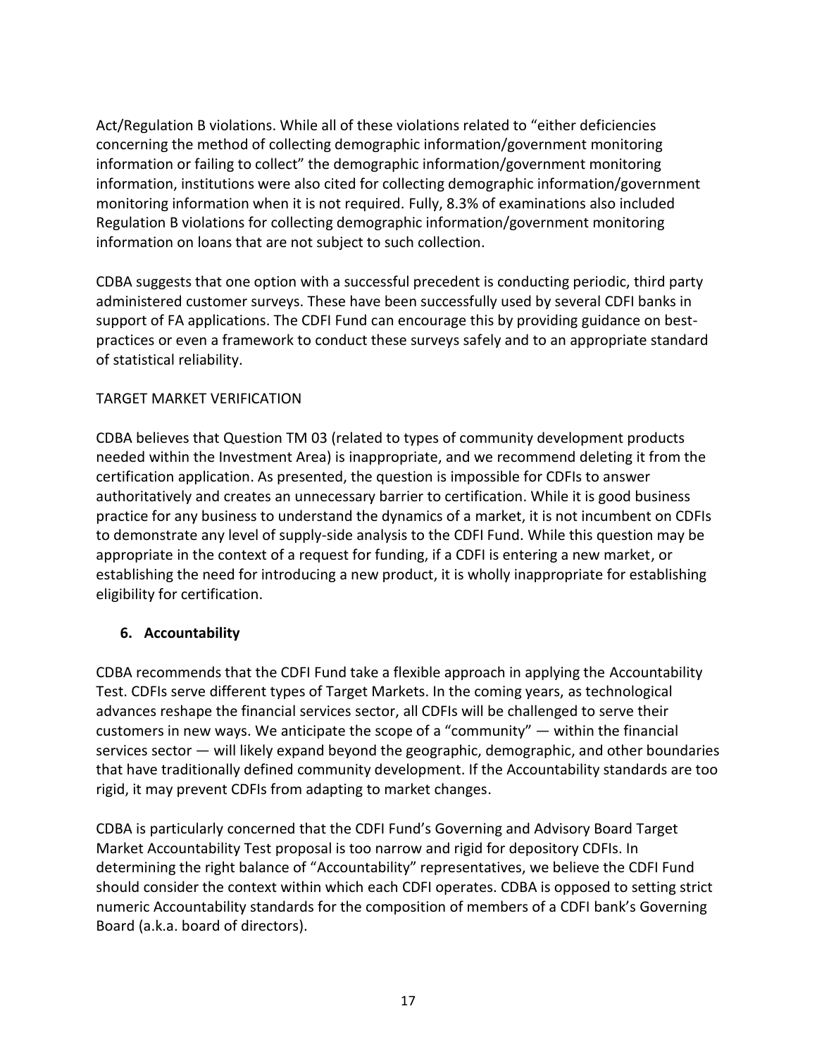Act/Regulation B violations. While all of these violations related to "either deficiencies concerning the method of collecting demographic information/government monitoring information or failing to collect" the demographic information/government monitoring information, institutions were also cited for collecting demographic information/government monitoring information when it is not required. Fully, 8.3% of examinations also included Regulation B violations for collecting demographic information/government monitoring information on loans that are not subject to such collection.

CDBA suggests that one option with a successful precedent is conducting periodic, third party administered customer surveys. These have been successfully used by several CDFI banks in support of FA applications. The CDFI Fund can encourage this by providing guidance on best-practices or even a framework to conduct these surveys safely and to an appropriate standard of statistical reliability.

TARGET MARKET VERIFICATION

CDBA believes that Question TM 03 (related to types of community development products needed within the Investment Area) is inappropriate, and we recommend deleting it from the certification application. As presented, the question is impossible for CDFIs to answer authoritatively and creates an unnecessary barrier to certification. While it is good business practice for any business to understand the dynamics of a market, it is not incumbent on CDFIs to demonstrate any level of supply-side analysis to the CDFI Fund. While this question may be appropriate in the context of a request for funding, if a CDFI is entering a new market, or establishing the need for introducing a new product, it is wholly inappropriate for establishing eligibility for certification.

### 6. Accountability

CDBA recommends that the CDFI Fund take a flexible approach in applying the Accountability Test. CDFIs serve different types of Target Markets. In the coming years, as technological advances reshape the financial services sector, all CDFIs will be challenged to serve their customers in new ways. We anticipate the scope of a "community" — within the financial services sector — will likely expand beyond the geographic, demographic, and other boundaries that have traditionally defined community development. If the Accountability standards are too rigid, it may prevent CDFIs from adapting to market changes.

CDBA is particularly concerned that the CDFI Fund's Governing and Advisory Board Target Market Accountability Test proposal is too narrow and rigid for depository CDFIs. In determining the right balance of "Accountability" representatives, we believe the CDFI Fund should consider the context within which each CDFI operates. CDBA is opposed to setting strict numeric Accountability standards for the composition of members of a CDFI bank's Governing Board (a.k.a. board of directors).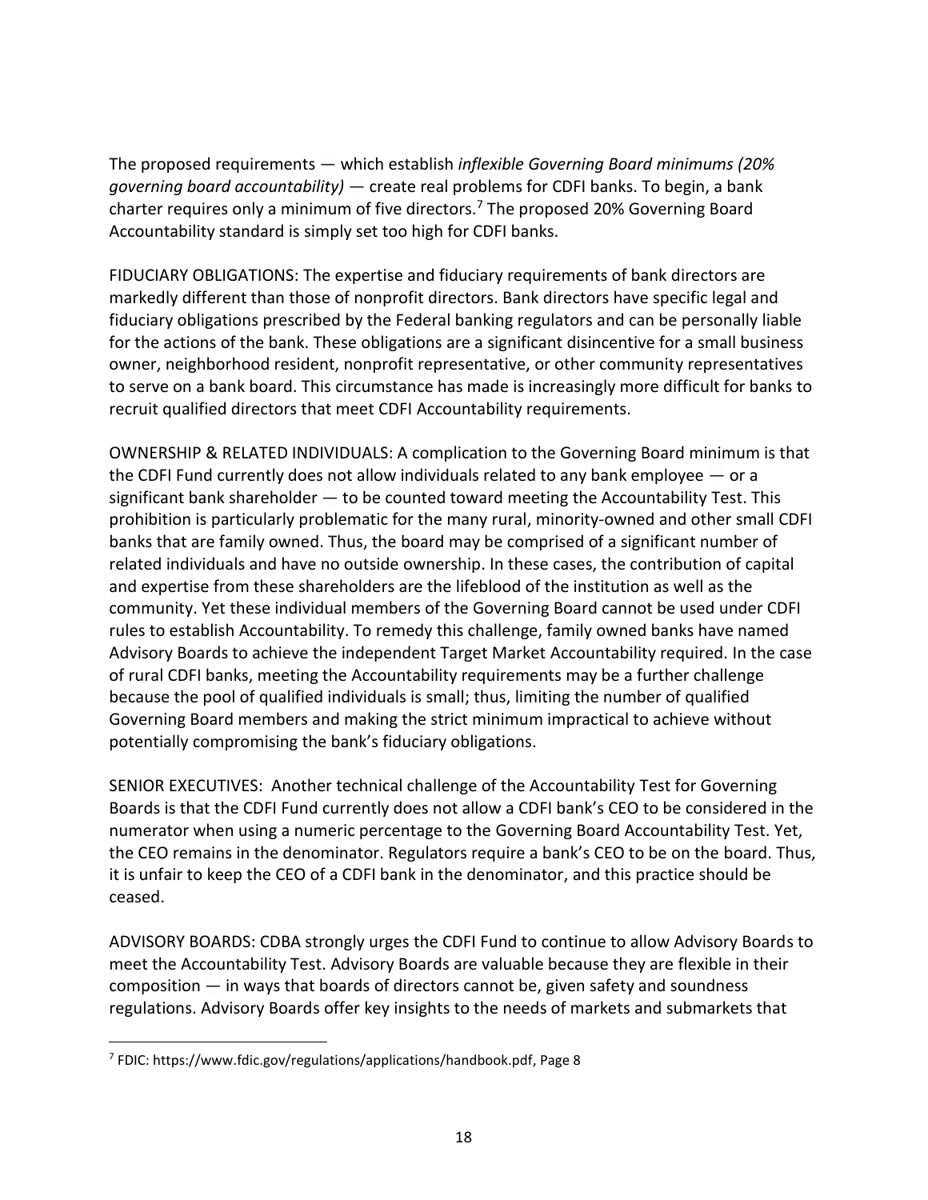The proposed requirements — which establish *inflexible Governing Board minimums (20% governing board accountability)* — create real problems for CDFI banks. To begin, a bank charter requires only a minimum of five directors.[7] The proposed 20% Governing Board Accountability standard is simply set too high for CDFI banks.

FIDUCIARY OBLIGATIONS: The expertise and fiduciary requirements of bank directors are markedly different than those of nonprofit directors. Bank directors have specific legal and fiduciary obligations prescribed by the Federal banking regulators and can be personally liable for the actions of the bank. These obligations are a significant disincentive for a small business owner, neighborhood resident, nonprofit representative, or other community representatives to serve on a bank board. This circumstance has made is increasingly more difficult for banks to recruit qualified directors that meet CDFI Accountability requirements.

OWNERSHIP & RELATED INDIVIDUALS: A complication to the Governing Board minimum is that the CDFI Fund currently does not allow individuals related to any bank employee — or a significant bank shareholder — to be counted toward meeting the Accountability Test. This prohibition is particularly problematic for the many rural, minority-owned and other small CDFI banks that are family owned. Thus, the board may be comprised of a significant number of related individuals and have no outside ownership. In these cases, the contribution of capital and expertise from these shareholders are the lifeblood of the institution as well as the community. Yet these individual members of the Governing Board cannot be used under CDFI rules to establish Accountability. To remedy this challenge, family owned banks have named Advisory Boards to achieve the independent Target Market Accountability required. In the case of rural CDFI banks, meeting the Accountability requirements may be a further challenge because the pool of qualified individuals is small; thus, limiting the number of qualified Governing Board members and making the strict minimum impractical to achieve without potentially compromising the bank's fiduciary obligations.

SENIOR EXECUTIVES: Another technical challenge of the Accountability Test for Governing Boards is that the CDFI Fund currently does not allow a CDFI bank's CEO to be considered in the numerator when using a numeric percentage to the Governing Board Accountability Test. Yet, the CEO remains in the denominator. Regulators require a bank's CEO to be on the board. Thus, it is unfair to keep the CEO of a CDFI bank in the denominator, and this practice should be ceased.

ADVISORY BOARDS: CDBA strongly urges the CDFI Fund to continue to allow Advisory Boards to meet the Accountability Test. Advisory Boards are valuable because they are flexible in their composition — in ways that boards of directors cannot be, given safety and soundness regulations. Advisory Boards offer key insights to the needs of markets and submarkets that

[7] FDIC: https://www.fdic.gov/regulations/applications/handbook.pdf, Page 8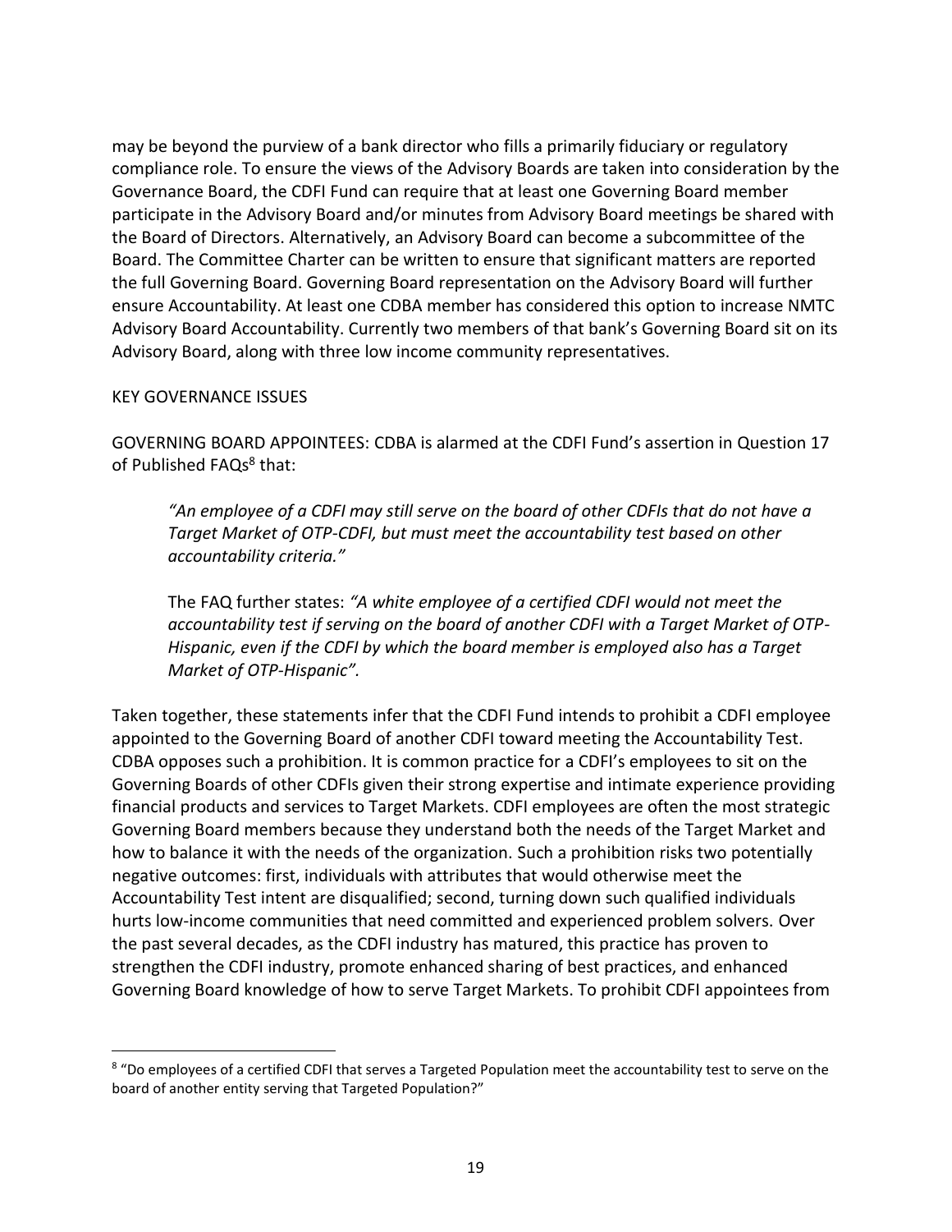may be beyond the purview of a bank director who fills a primarily fiduciary or regulatory compliance role. To ensure the views of the Advisory Boards are taken into consideration by the Governance Board, the CDFI Fund can require that at least one Governing Board member participate in the Advisory Board and/or minutes from Advisory Board meetings be shared with the Board of Directors. Alternatively, an Advisory Board can become a subcommittee of the Board. The Committee Charter can be written to ensure that significant matters are reported the full Governing Board. Governing Board representation on the Advisory Board will further ensure Accountability. At least one CDBA member has considered this option to increase NMTC Advisory Board Accountability. Currently two members of that bank's Governing Board sit on its Advisory Board, along with three low income community representatives.

KEY GOVERNANCE ISSUES

GOVERNING BOARD APPOINTEES: CDBA is alarmed at the CDFI Fund's assertion in Question 17 of Published FAQs[8] that:

> *"An employee of a CDFI may still serve on the board of other CDFIs that do not have a Target Market of OTP-CDFI, but must meet the accountability test based on other accountability criteria."*
>
> The FAQ further states: *"A white employee of a certified CDFI would not meet the accountability test if serving on the board of another CDFI with a Target Market of OTP-Hispanic, even if the CDFI by which the board member is employed also has a Target Market of OTP-Hispanic".*

Taken together, these statements infer that the CDFI Fund intends to prohibit a CDFI employee appointed to the Governing Board of another CDFI toward meeting the Accountability Test. CDBA opposes such a prohibition. It is common practice for a CDFI's employees to sit on the Governing Boards of other CDFIs given their strong expertise and intimate experience providing financial products and services to Target Markets. CDFI employees are often the most strategic Governing Board members because they understand both the needs of the Target Market and how to balance it with the needs of the organization. Such a prohibition risks two potentially negative outcomes: first, individuals with attributes that would otherwise meet the Accountability Test intent are disqualified; second, turning down such qualified individuals hurts low-income communities that need committed and experienced problem solvers. Over the past several decades, as the CDFI industry has matured, this practice has proven to strengthen the CDFI industry, promote enhanced sharing of best practices, and enhanced Governing Board knowledge of how to serve Target Markets. To prohibit CDFI appointees from

---

[8] "Do employees of a certified CDFI that serves a Targeted Population meet the accountability test to serve on the board of another entity serving that Targeted Population?"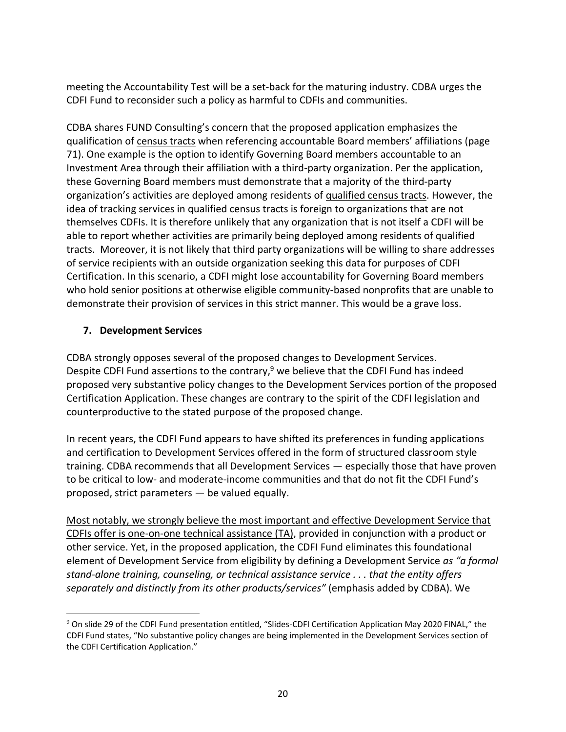meeting the Accountability Test will be a set-back for the maturing industry. CDBA urges the CDFI Fund to reconsider such a policy as harmful to CDFIs and communities.

CDBA shares FUND Consulting's concern that the proposed application emphasizes the qualification of census tracts when referencing accountable Board members' affiliations (page 71). One example is the option to identify Governing Board members accountable to an Investment Area through their affiliation with a third-party organization. Per the application, these Governing Board members must demonstrate that a majority of the third-party organization's activities are deployed among residents of qualified census tracts. However, the idea of tracking services in qualified census tracts is foreign to organizations that are not themselves CDFIs. It is therefore unlikely that any organization that is not itself a CDFI will be able to report whether activities are primarily being deployed among residents of qualified tracts. Moreover, it is not likely that third party organizations will be willing to share addresses of service recipients with an outside organization seeking this data for purposes of CDFI Certification. In this scenario, a CDFI might lose accountability for Governing Board members who hold senior positions at otherwise eligible community-based nonprofits that are unable to demonstrate their provision of services in this strict manner. This would be a grave loss.

### 7. Development Services

CDBA strongly opposes several of the proposed changes to Development Services. Despite CDFI Fund assertions to the contrary,[9] we believe that the CDFI Fund has indeed proposed very substantive policy changes to the Development Services portion of the proposed Certification Application. These changes are contrary to the spirit of the CDFI legislation and counterproductive to the stated purpose of the proposed change.

In recent years, the CDFI Fund appears to have shifted its preferences in funding applications and certification to Development Services offered in the form of structured classroom style training. CDBA recommends that all Development Services — especially those that have proven to be critical to low- and moderate-income communities and that do not fit the CDFI Fund's proposed, strict parameters — be valued equally.

Most notably, we strongly believe the most important and effective Development Service that CDFIs offer is one-on-one technical assistance (TA), provided in conjunction with a product or other service. Yet, in the proposed application, the CDFI Fund eliminates this foundational element of Development Service from eligibility by defining a Development Service *as "a formal stand-alone training, counseling, or technical assistance service . . . that the entity offers separately and distinctly from its other products/services"* (emphasis added by CDBA). We

[9] On slide 29 of the CDFI Fund presentation entitled, "Slides-CDFI Certification Application May 2020 FINAL," the CDFI Fund states, "No substantive policy changes are being implemented in the Development Services section of the CDFI Certification Application."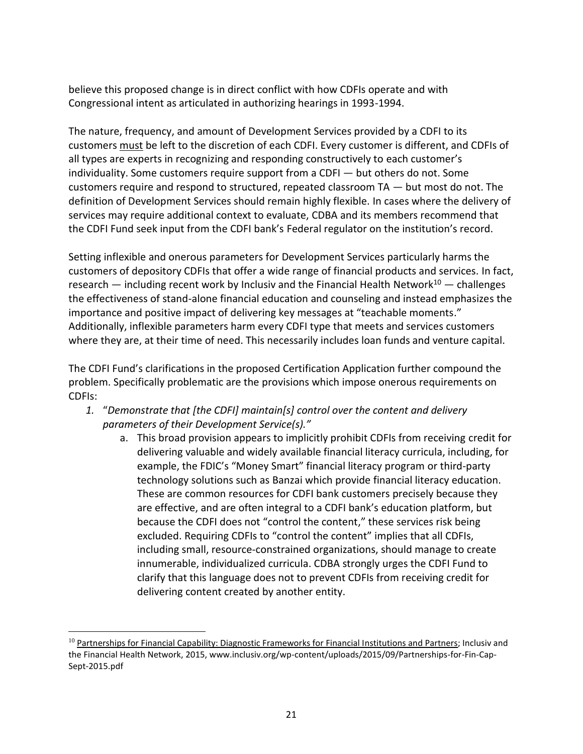believe this proposed change is in direct conflict with how CDFIs operate and with Congressional intent as articulated in authorizing hearings in 1993-1994.

The nature, frequency, and amount of Development Services provided by a CDFI to its customers <u>must</u> be left to the discretion of each CDFI. Every customer is different, and CDFIs of all types are experts in recognizing and responding constructively to each customer's individuality. Some customers require support from a CDFI — but others do not. Some customers require and respond to structured, repeated classroom TA — but most do not. The definition of Development Services should remain highly flexible. In cases where the delivery of services may require additional context to evaluate, CDBA and its members recommend that the CDFI Fund seek input from the CDFI bank's Federal regulator on the institution's record.

Setting inflexible and onerous parameters for Development Services particularly harms the customers of depository CDFIs that offer a wide range of financial products and services. In fact, research — including recent work by Inclusiv and the Financial Health Network[10] — challenges the effectiveness of stand-alone financial education and counseling and instead emphasizes the importance and positive impact of delivering key messages at "teachable moments." Additionally, inflexible parameters harm every CDFI type that meets and services customers where they are, at their time of need. This necessarily includes loan funds and venture capital.

The CDFI Fund's clarifications in the proposed Certification Application further compound the problem. Specifically problematic are the provisions which impose onerous requirements on CDFIs:

1. "*Demonstrate that [the CDFI] maintain[s] control over the content and delivery parameters of their Development Service(s).*"
   a. This broad provision appears to implicitly prohibit CDFIs from receiving credit for delivering valuable and widely available financial literacy curricula, including, for example, the FDIC's "Money Smart" financial literacy program or third-party technology solutions such as Banzai which provide financial literacy education. These are common resources for CDFI bank customers precisely because they are effective, and are often integral to a CDFI bank's education platform, but because the CDFI does not "control the content," these services risk being excluded. Requiring CDFIs to "control the content" implies that all CDFIs, including small, resource-constrained organizations, should manage to create innumerable, individualized curricula. CDBA strongly urges the CDFI Fund to clarify that this language does not to prevent CDFIs from receiving credit for delivering content created by another entity.

---

[10] <u>Partnerships for Financial Capability: Diagnostic Frameworks for Financial Institutions and Partners</u>; Inclusiv and the Financial Health Network, 2015, www.inclusiv.org/wp-content/uploads/2015/09/Partnerships-for-Fin-Cap-Sept-2015.pdf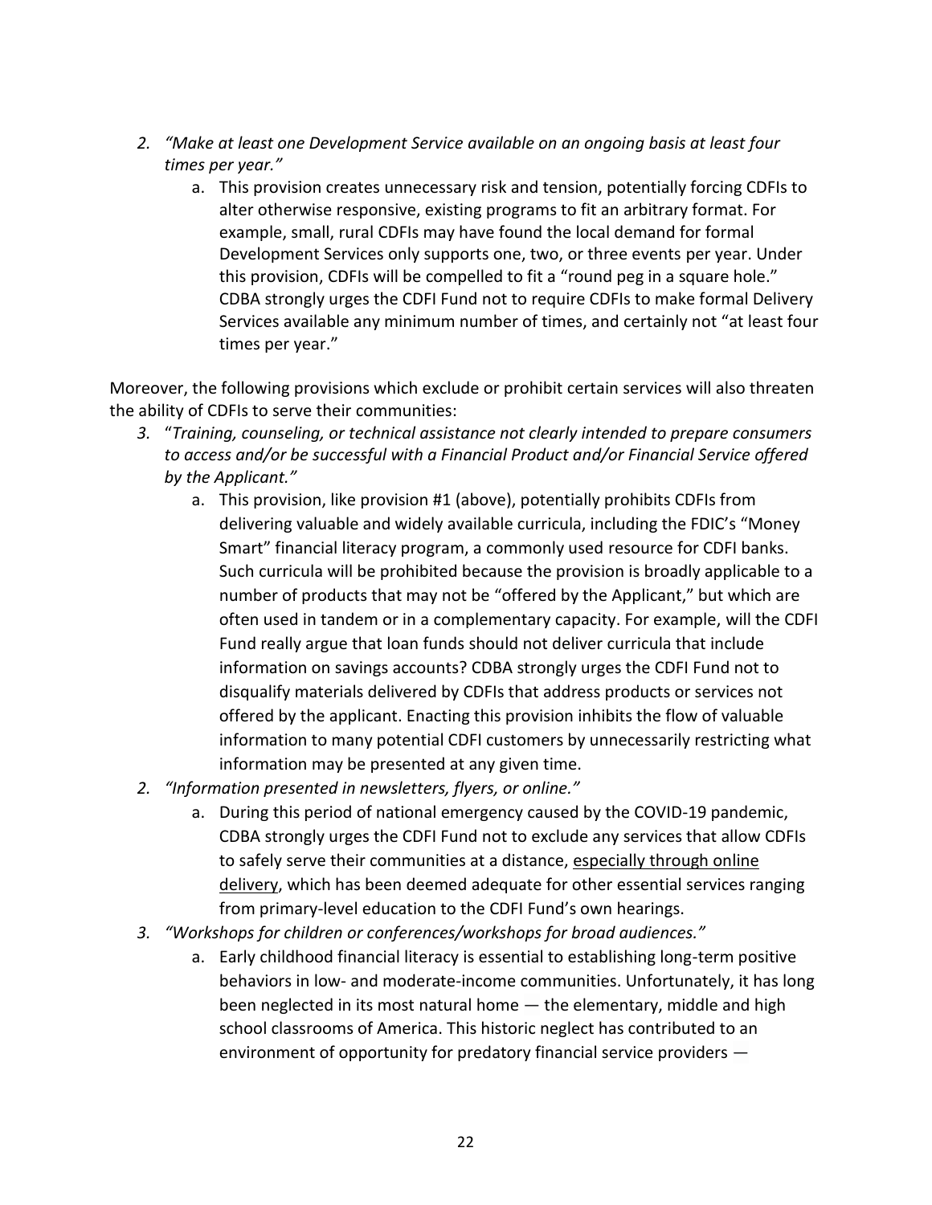2. *"Make at least one Development Service available on an ongoing basis at least four times per year."*
    a. This provision creates unnecessary risk and tension, potentially forcing CDFIs to alter otherwise responsive, existing programs to fit an arbitrary format. For example, small, rural CDFIs may have found the local demand for formal Development Services only supports one, two, or three events per year. Under this provision, CDFIs will be compelled to fit a "round peg in a square hole." CDBA strongly urges the CDFI Fund not to require CDFIs to make formal Delivery Services available any minimum number of times, and certainly not "at least four times per year."

Moreover, the following provisions which exclude or prohibit certain services will also threaten the ability of CDFIs to serve their communities:

3. "*Training, counseling, or technical assistance not clearly intended to prepare consumers to access and/or be successful with a Financial Product and/or Financial Service offered by the Applicant."*
    a. This provision, like provision #1 (above), potentially prohibits CDFIs from delivering valuable and widely available curricula, including the FDIC's "Money Smart" financial literacy program, a commonly used resource for CDFI banks. Such curricula will be prohibited because the provision is broadly applicable to a number of products that may not be "offered by the Applicant," but which are often used in tandem or in a complementary capacity. For example, will the CDFI Fund really argue that loan funds should not deliver curricula that include information on savings accounts? CDBA strongly urges the CDFI Fund not to disqualify materials delivered by CDFIs that address products or services not offered by the applicant. Enacting this provision inhibits the flow of valuable information to many potential CDFI customers by unnecessarily restricting what information may be presented at any given time.
2. *"Information presented in newsletters, flyers, or online."*
    a. During this period of national emergency caused by the COVID-19 pandemic, CDBA strongly urges the CDFI Fund not to exclude any services that allow CDFIs to safely serve their communities at a distance, <u>especially through online delivery</u>, which has been deemed adequate for other essential services ranging from primary-level education to the CDFI Fund's own hearings.
3. *"Workshops for children or conferences/workshops for broad audiences."*
    a. Early childhood financial literacy is essential to establishing long-term positive behaviors in low- and moderate-income communities. Unfortunately, it has long been neglected in its most natural home — the elementary, middle and high school classrooms of America. This historic neglect has contributed to an environment of opportunity for predatory financial service providers —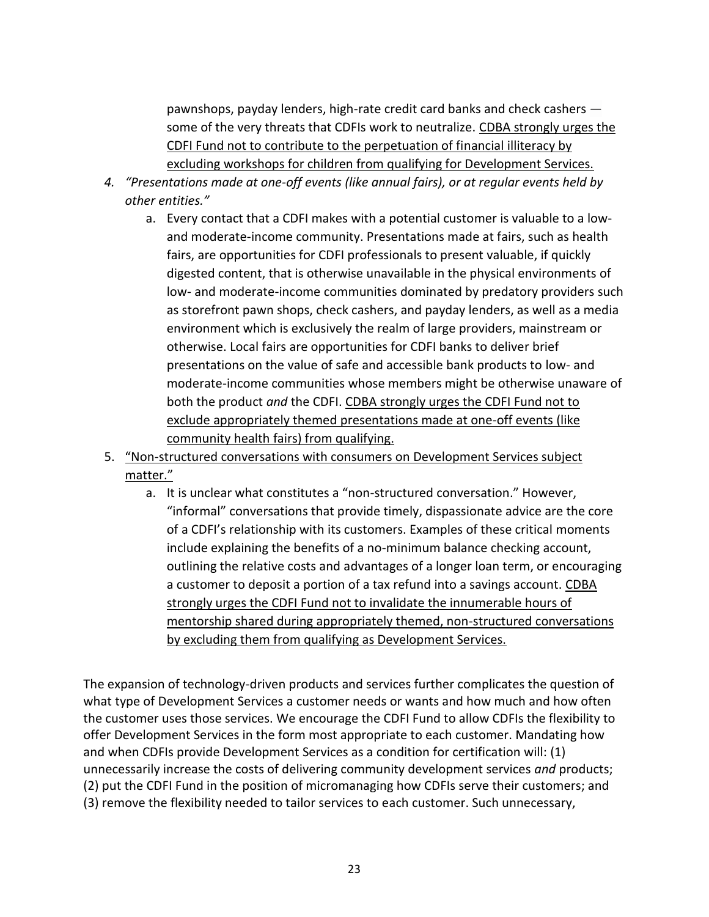pawnshops, payday lenders, high-rate credit card banks and check cashers — some of the very threats that CDFIs work to neutralize. <u>CDBA strongly urges the CDFI Fund not to contribute to the perpetuation of financial illiteracy by excluding workshops for children from qualifying for Development Services.</u>

4. *"Presentations made at one-off events (like annual fairs), or at regular events held by other entities."*
   a. Every contact that a CDFI makes with a potential customer is valuable to a low- and moderate-income community. Presentations made at fairs, such as health fairs, are opportunities for CDFI professionals to present valuable, if quickly digested content, that is otherwise unavailable in the physical environments of low- and moderate-income communities dominated by predatory providers such as storefront pawn shops, check cashers, and payday lenders, as well as a media environment which is exclusively the realm of large providers, mainstream or otherwise. Local fairs are opportunities for CDFI banks to deliver brief presentations on the value of safe and accessible bank products to low- and moderate-income communities whose members might be otherwise unaware of both the product *and* the CDFI. <u>CDBA strongly urges the CDFI Fund not to exclude appropriately themed presentations made at one-off events (like community health fairs) from qualifying.</u>
5. <u>"Non-structured conversations with consumers on Development Services subject matter."</u>
   a. It is unclear what constitutes a "non-structured conversation." However, "informal" conversations that provide timely, dispassionate advice are the core of a CDFI's relationship with its customers. Examples of these critical moments include explaining the benefits of a no-minimum balance checking account, outlining the relative costs and advantages of a longer loan term, or encouraging a customer to deposit a portion of a tax refund into a savings account. <u>CDBA strongly urges the CDFI Fund not to invalidate the innumerable hours of mentorship shared during appropriately themed, non-structured conversations by excluding them from qualifying as Development Services.</u>

The expansion of technology-driven products and services further complicates the question of what type of Development Services a customer needs or wants and how much and how often the customer uses those services. We encourage the CDFI Fund to allow CDFIs the flexibility to offer Development Services in the form most appropriate to each customer. Mandating how and when CDFIs provide Development Services as a condition for certification will: (1) unnecessarily increase the costs of delivering community development services *and* products; (2) put the CDFI Fund in the position of micromanaging how CDFIs serve their customers; and (3) remove the flexibility needed to tailor services to each customer. Such unnecessary,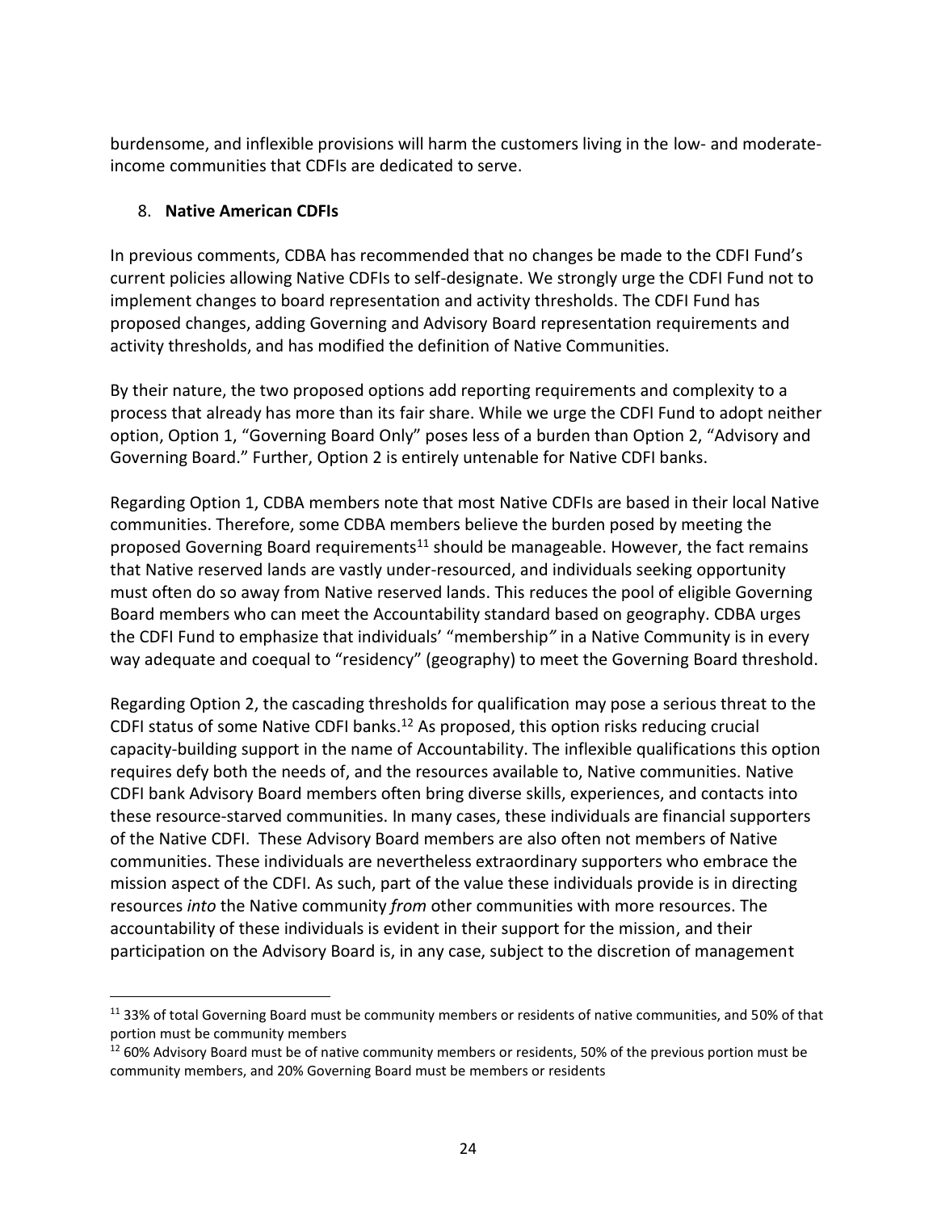burdensome, and inflexible provisions will harm the customers living in the low- and moderate-income communities that CDFIs are dedicated to serve.

8. **Native American CDFIs**

In previous comments, CDBA has recommended that no changes be made to the CDFI Fund's current policies allowing Native CDFIs to self-designate. We strongly urge the CDFI Fund not to implement changes to board representation and activity thresholds. The CDFI Fund has proposed changes, adding Governing and Advisory Board representation requirements and activity thresholds, and has modified the definition of Native Communities.

By their nature, the two proposed options add reporting requirements and complexity to a process that already has more than its fair share. While we urge the CDFI Fund to adopt neither option, Option 1, "Governing Board Only" poses less of a burden than Option 2, "Advisory and Governing Board." Further, Option 2 is entirely untenable for Native CDFI banks.

Regarding Option 1, CDBA members note that most Native CDFIs are based in their local Native communities. Therefore, some CDBA members believe the burden posed by meeting the proposed Governing Board requirements[11] should be manageable. However, the fact remains that Native reserved lands are vastly under-resourced, and individuals seeking opportunity must often do so away from Native reserved lands. This reduces the pool of eligible Governing Board members who can meet the Accountability standard based on geography. CDBA urges the CDFI Fund to emphasize that individuals' "membership" in a Native Community is in every way adequate and coequal to "residency" (geography) to meet the Governing Board threshold.

Regarding Option 2, the cascading thresholds for qualification may pose a serious threat to the CDFI status of some Native CDFI banks.[12] As proposed, this option risks reducing crucial capacity-building support in the name of Accountability. The inflexible qualifications this option requires defy both the needs of, and the resources available to, Native communities. Native CDFI bank Advisory Board members often bring diverse skills, experiences, and contacts into these resource-starved communities. In many cases, these individuals are financial supporters of the Native CDFI. These Advisory Board members are also often not members of Native communities. These individuals are nevertheless extraordinary supporters who embrace the mission aspect of the CDFI. As such, part of the value these individuals provide is in directing resources *into* the Native community *from* other communities with more resources. The accountability of these individuals is evident in their support for the mission, and their participation on the Advisory Board is, in any case, subject to the discretion of management

---

[11] 33% of total Governing Board must be community members or residents of native communities, and 50% of that portion must be community members

[12] 60% Advisory Board must be of native community members or residents, 50% of the previous portion must be community members, and 20% Governing Board must be members or residents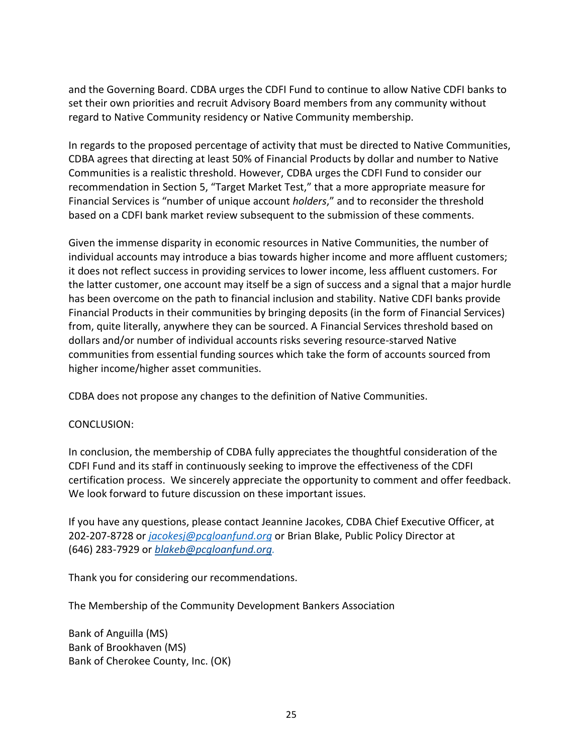and the Governing Board. CDBA urges the CDFI Fund to continue to allow Native CDFI banks to set their own priorities and recruit Advisory Board members from any community without regard to Native Community residency or Native Community membership.

In regards to the proposed percentage of activity that must be directed to Native Communities, CDBA agrees that directing at least 50% of Financial Products by dollar and number to Native Communities is a realistic threshold. However, CDBA urges the CDFI Fund to consider our recommendation in Section 5, "Target Market Test," that a more appropriate measure for Financial Services is "number of unique account *holders*," and to reconsider the threshold based on a CDFI bank market review subsequent to the submission of these comments.

Given the immense disparity in economic resources in Native Communities, the number of individual accounts may introduce a bias towards higher income and more affluent customers; it does not reflect success in providing services to lower income, less affluent customers. For the latter customer, one account may itself be a sign of success and a signal that a major hurdle has been overcome on the path to financial inclusion and stability. Native CDFI banks provide Financial Products in their communities by bringing deposits (in the form of Financial Services) from, quite literally, anywhere they can be sourced. A Financial Services threshold based on dollars and/or number of individual accounts risks severing resource-starved Native communities from essential funding sources which take the form of accounts sourced from higher income/higher asset communities.

CDBA does not propose any changes to the definition of Native Communities.

CONCLUSION:

In conclusion, the membership of CDBA fully appreciates the thoughtful consideration of the CDFI Fund and its staff in continuously seeking to improve the effectiveness of the CDFI certification process. We sincerely appreciate the opportunity to comment and offer feedback. We look forward to future discussion on these important issues.

If you have any questions, please contact Jeannine Jacokes, CDBA Chief Executive Officer, at 202-207-8728 or *jacokesj@pcgloanfund.org* or Brian Blake, Public Policy Director at (646) 283-7929 or *blakeb@pcgloanfund.org*.

Thank you for considering our recommendations.

The Membership of the Community Development Bankers Association

Bank of Anguilla (MS)
Bank of Brookhaven (MS)
Bank of Cherokee County, Inc. (OK)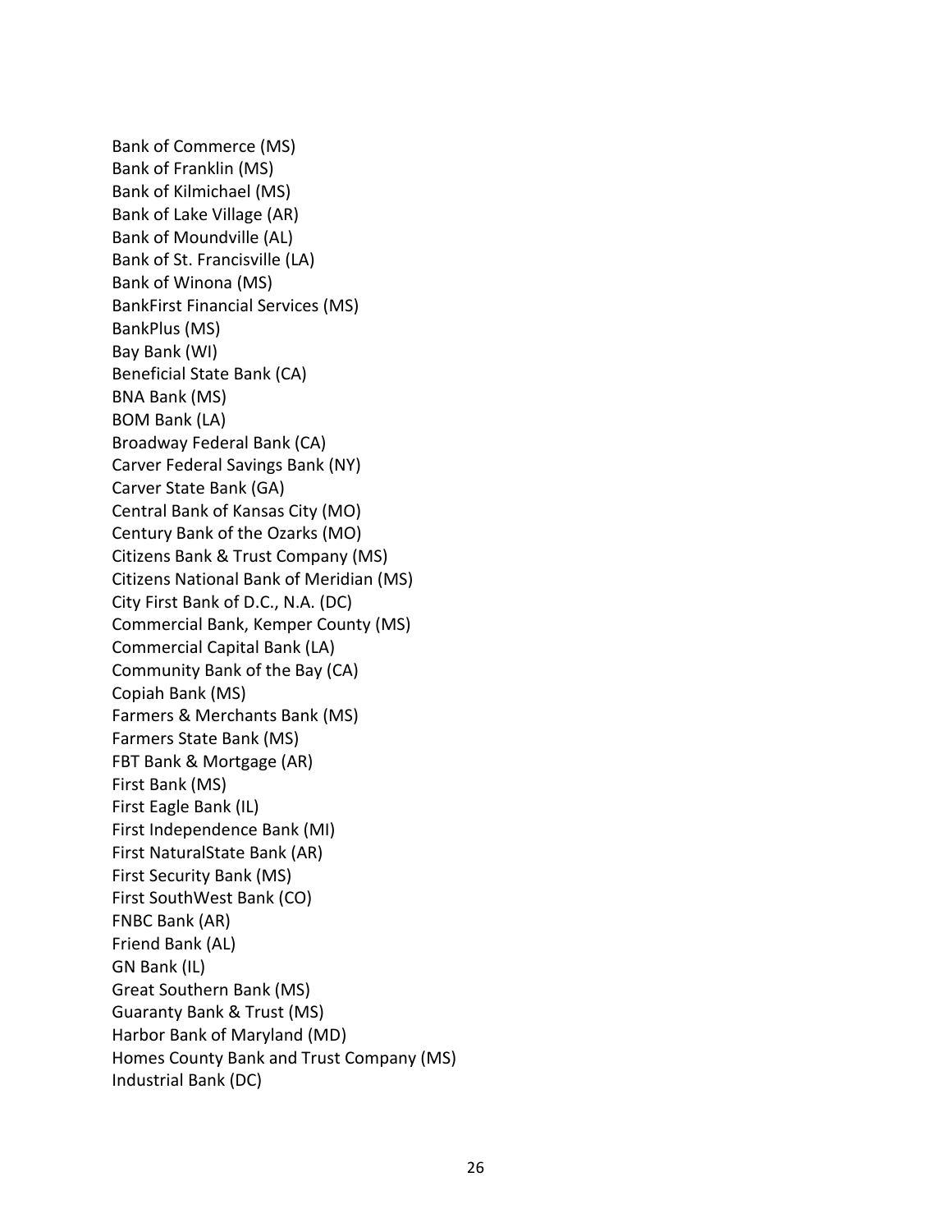Bank of Commerce (MS)
Bank of Franklin (MS)
Bank of Kilmichael (MS)
Bank of Lake Village (AR)
Bank of Moundville (AL)
Bank of St. Francisville (LA)
Bank of Winona (MS)
BankFirst Financial Services (MS)
BankPlus (MS)
Bay Bank (WI)
Beneficial State Bank (CA)
BNA Bank (MS)
BOM Bank (LA)
Broadway Federal Bank (CA)
Carver Federal Savings Bank (NY)
Carver State Bank (GA)
Central Bank of Kansas City (MO)
Century Bank of the Ozarks (MO)
Citizens Bank & Trust Company (MS)
Citizens National Bank of Meridian (MS)
City First Bank of D.C., N.A. (DC)
Commercial Bank, Kemper County (MS)
Commercial Capital Bank (LA)
Community Bank of the Bay (CA)
Copiah Bank (MS)
Farmers & Merchants Bank (MS)
Farmers State Bank (MS)
FBT Bank & Mortgage (AR)
First Bank (MS)
First Eagle Bank (IL)
First Independence Bank (MI)
First NaturalState Bank (AR)
First Security Bank (MS)
First SouthWest Bank (CO)
FNBC Bank (AR)
Friend Bank (AL)
GN Bank (IL)
Great Southern Bank (MS)
Guaranty Bank & Trust (MS)
Harbor Bank of Maryland (MD)
Homes County Bank and Trust Company (MS)
Industrial Bank (DC)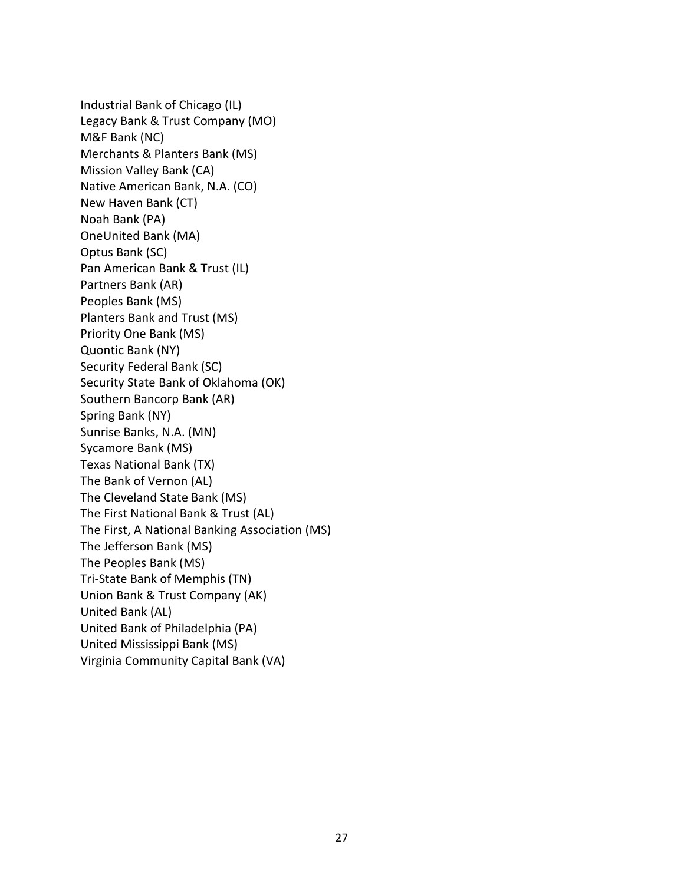Industrial Bank of Chicago (IL)
Legacy Bank & Trust Company (MO)
M&F Bank (NC)
Merchants & Planters Bank (MS)
Mission Valley Bank (CA)
Native American Bank, N.A. (CO)
New Haven Bank (CT)
Noah Bank (PA)
OneUnited Bank (MA)
Optus Bank (SC)
Pan American Bank & Trust (IL)
Partners Bank (AR)
Peoples Bank (MS)
Planters Bank and Trust (MS)
Priority One Bank (MS)
Quontic Bank (NY)
Security Federal Bank (SC)
Security State Bank of Oklahoma (OK)
Southern Bancorp Bank (AR)
Spring Bank (NY)
Sunrise Banks, N.A. (MN)
Sycamore Bank (MS)
Texas National Bank (TX)
The Bank of Vernon (AL)
The Cleveland State Bank (MS)
The First National Bank & Trust (AL)
The First, A National Banking Association (MS)
The Jefferson Bank (MS)
The Peoples Bank (MS)
Tri-State Bank of Memphis (TN)
Union Bank & Trust Company (AK)
United Bank (AL)
United Bank of Philadelphia (PA)
United Mississippi Bank (MS)
Virginia Community Capital Bank (VA)